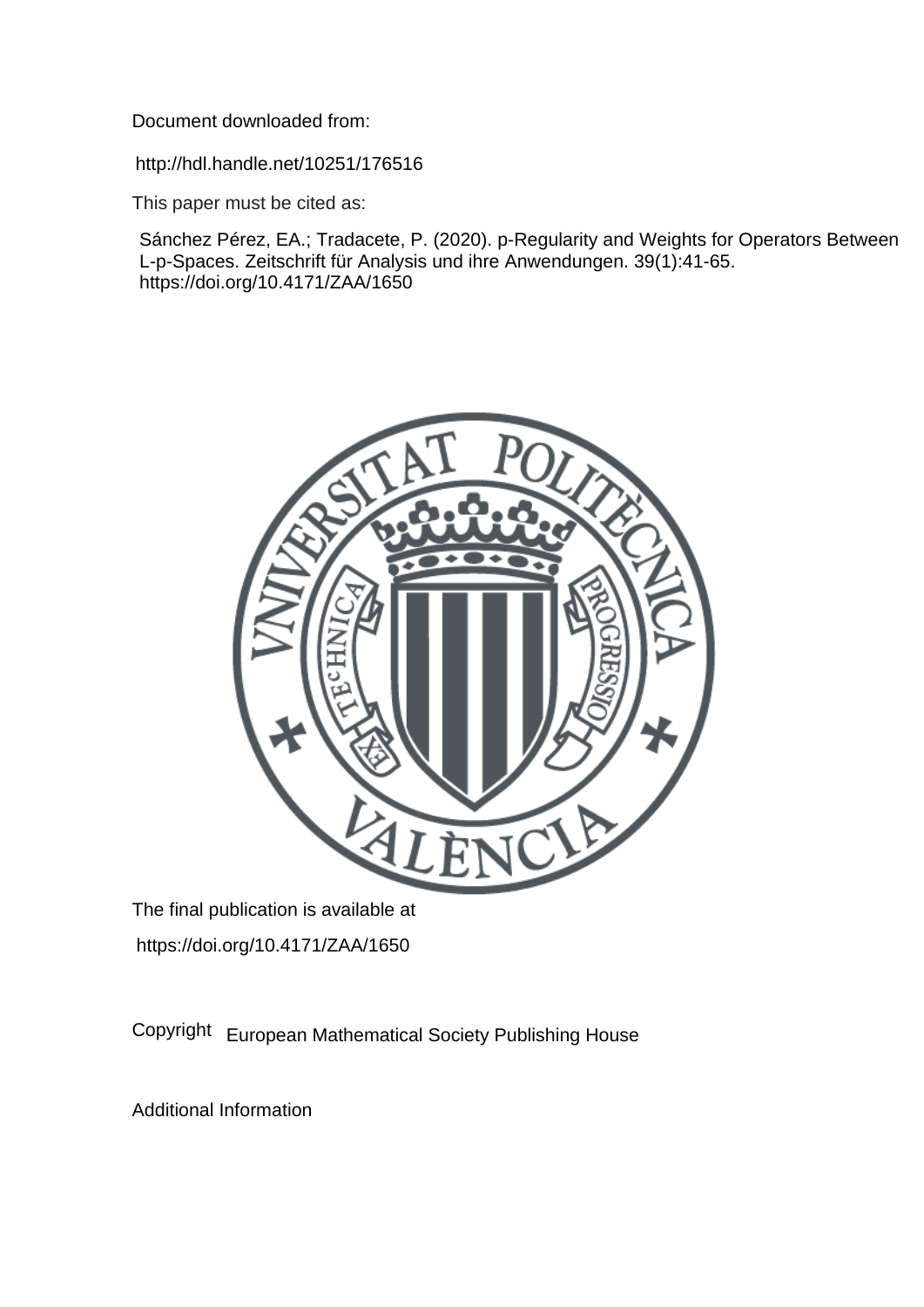Document downloaded from:

http://hdl.handle.net/10251/176516

This paper must be cited as:

Sánchez Pérez, EA.; Tradacete, P. (2020). p-Regularity and Weights for Operators Between L-p-Spaces. Zeitschrift für Analysis und ihre Anwendungen. 39(1):41-65. https://doi.org/10.4171/ZAA/1650

The final publication is available at

https://doi.org/10.4171/ZAA/1650

Copyright European Mathematical Society Publishing House

Additional Information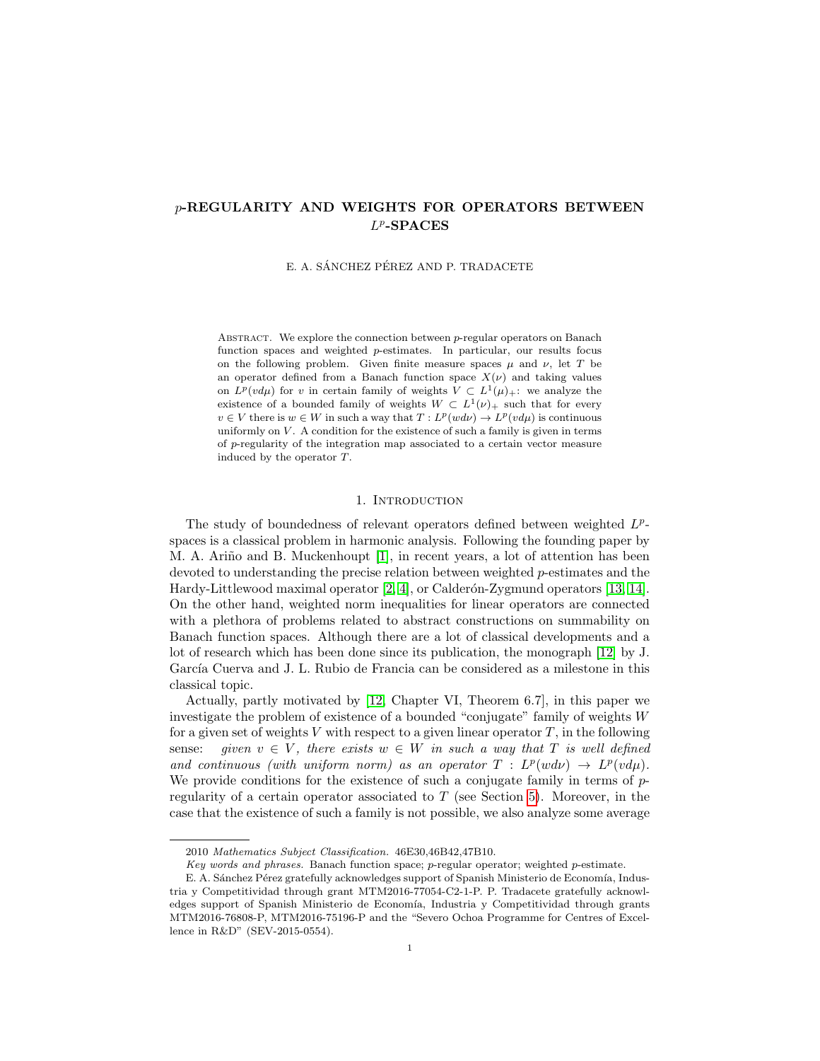# $p$-REGULARITY AND WEIGHTS FOR OPERATORS BETWEEN $L^p$-SPACES

E. A. SÁNCHEZ PÉREZ AND P. TRADACETE

Abstract. We explore the connection between $p$-regular operators on Banach function spaces and weighted $p$-estimates. In particular, our results focus on the following problem. Given finite measure spaces $\mu$ and $\nu$, let $T$ be an operator defined from a Banach function space $X(\nu)$ and taking values on $L^p(vd\mu)$ for $v$ in certain family of weights $V \subset L^1(\mu)_+$: we analyze the existence of a bounded family of weights $W \subset L^1(\nu)_+$ such that for every $v \in V$ there is $w \in W$ in such a way that $T : L^p(wd\nu) \to L^p(vd\mu)$ is continuous uniformly on $V$. A condition for the existence of such a family is given in terms of $p$-regularity of the integration map associated to a certain vector measure induced by the operator $T$.

## 1. Introduction

The study of boundedness of relevant operators defined between weighted $L^p$-spaces is a classical problem in harmonic analysis. Following the founding paper by M. A. Ariño and B. Muckenhoupt [1], in recent years, a lot of attention has been devoted to understanding the precise relation between weighted $p$-estimates and the Hardy-Littlewood maximal operator [2, 4], or Calderón-Zygmund operators [13, 14]. On the other hand, weighted norm inequalities for linear operators are connected with a plethora of problems related to abstract constructions on summability on Banach function spaces. Although there are a lot of classical developments and a lot of research which has been done since its publication, the monograph [12] by J. García Cuerva and J. L. Rubio de Francia can be considered as a milestone in this classical topic.

Actually, partly motivated by [12, Chapter VI, Theorem 6.7], in this paper we investigate the problem of existence of a bounded "conjugate" family of weights $W$ for a given set of weights $V$ with respect to a given linear operator $T$, in the following sense: *given $v \in V$, there exists $w \in W$ in such a way that $T$ is well defined and continuous (with uniform norm) as an operator $T : L^p(wd\nu) \to L^p(vd\mu)$.* We provide conditions for the existence of such a conjugate family in terms of $p$-regularity of a certain operator associated to $T$ (see Section 5). Moreover, in the case that the existence of such a family is not possible, we also analyze some average

---

2010 *Mathematics Subject Classification.* 46E30,46B42,47B10.

*Key words and phrases.* Banach function space; $p$-regular operator; weighted $p$-estimate.

E. A. Sánchez Pérez gratefully acknowledges support of Spanish Ministerio de Economía, Industria y Competitividad through grant MTM2016-77054-C2-1-P. P. Tradacete gratefully acknowledges support of Spanish Ministerio de Economía, Industria y Competitividad through grants MTM2016-76808-P, MTM2016-75196-P and the "Severo Ochoa Programme for Centres of Excellence in R&D" (SEV-2015-0554).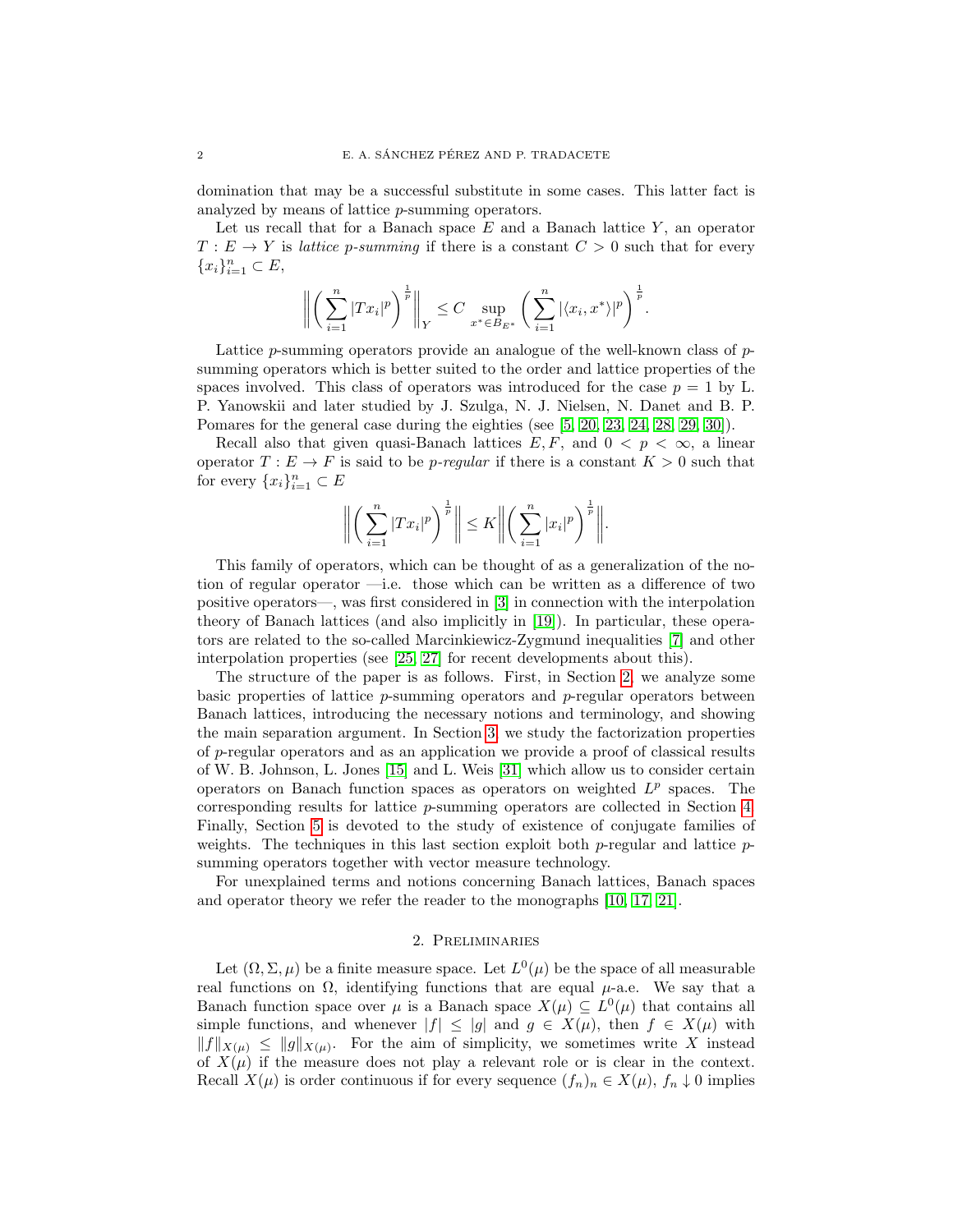domination that may be a successful substitute in some cases. This latter fact is analyzed by means of lattice $p$-summing operators.

Let us recall that for a Banach space $E$ and a Banach lattice $Y$, an operator $T : E \to Y$ is *lattice $p$-summing* if there is a constant $C > 0$ such that for every $\{x_i\}_{i=1}^n \subset E$,

$$\Big\| \Big( \sum_{i=1}^n |Tx_i|^p \Big)^{\frac{1}{p}} \Big\|_Y \leq C \sup_{x^* \in B_{E^*}} \Big( \sum_{i=1}^n |\langle x_i, x^* \rangle|^p \Big)^{\frac{1}{p}}.$$

Lattice $p$-summing operators provide an analogue of the well-known class of $p$-summing operators which is better suited to the order and lattice properties of the spaces involved. This class of operators was introduced for the case $p = 1$ by L. P. Yanowskii and later studied by J. Szulga, N. J. Nielsen, N. Danet and B. P. Pomares for the general case during the eighties (see [5, 20, 23, 24, 28, 29, 30]).

Recall also that given quasi-Banach lattices $E, F$, and $0 < p < \infty$, a linear operator $T : E \to F$ is said to be *$p$-regular* if there is a constant $K > 0$ such that for every $\{x_i\}_{i=1}^n \subset E$

$$\Big\| \Big( \sum_{i=1}^n |Tx_i|^p \Big)^{\frac{1}{p}} \Big\| \leq K \Big\| \Big( \sum_{i=1}^n |x_i|^p \Big)^{\frac{1}{p}} \Big\|.$$

This family of operators, which can be thought of as a generalization of the notion of regular operator —i.e. those which can be written as a difference of two positive operators—, was first considered in [3] in connection with the interpolation theory of Banach lattices (and also implicitly in [19]). In particular, these operators are related to the so-called Marcinkiewicz-Zygmund inequalities [7] and other interpolation properties (see [25, 27] for recent developments about this).

The structure of the paper is as follows. First, in Section 2, we analyze some basic properties of lattice $p$-summing operators and $p$-regular operators between Banach lattices, introducing the necessary notions and terminology, and showing the main separation argument. In Section 3, we study the factorization properties of $p$-regular operators and as an application we provide a proof of classical results of W. B. Johnson, L. Jones [15] and L. Weis [31] which allow us to consider certain operators on Banach function spaces as operators on weighted $L^p$ spaces. The corresponding results for lattice $p$-summing operators are collected in Section 4. Finally, Section 5 is devoted to the study of existence of conjugate families of weights. The techniques in this last section exploit both $p$-regular and lattice $p$-summing operators together with vector measure technology.

For unexplained terms and notions concerning Banach lattices, Banach spaces and operator theory we refer the reader to the monographs [10, 17, 21].

## 2. Preliminaries

Let $(\Omega, \Sigma, \mu)$ be a finite measure space. Let $L^0(\mu)$ be the space of all measurable real functions on $\Omega$, identifying functions that are equal $\mu$-a.e. We say that a Banach function space over $\mu$ is a Banach space $X(\mu) \subseteq L^0(\mu)$ that contains all simple functions, and whenever $|f| \leq |g|$ and $g \in X(\mu)$, then $f \in X(\mu)$ with $\|f\|_{X(\mu)} \leq \|g\|_{X(\mu)}$. For the aim of simplicity, we sometimes write $X$ instead of $X(\mu)$ if the measure does not play a relevant role or is clear in the context. Recall $X(\mu)$ is order continuous if for every sequence $(f_n)_n \in X(\mu)$, $f_n \downarrow 0$ implies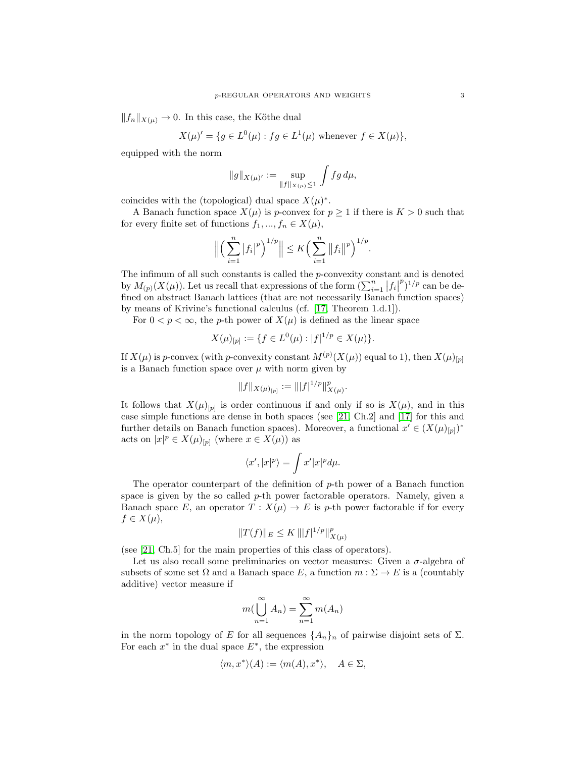$\|f_n\|_{X(\mu)} \to 0$. In this case, the Köthe dual

$$X(\mu)' = \{g \in L^0(\mu) : fg \in L^1(\mu) \text{ whenever } f \in X(\mu)\},$$

equipped with the norm

$$\|g\|_{X(\mu)'} := \sup_{\|f\|_{X(\mu)} \leq 1} \int fg \, d\mu,$$

coincides with the (topological) dual space $X(\mu)^*$.

A Banach function space $X(\mu)$ is $p$-convex for $p \geq 1$ if there is $K > 0$ such that for every finite set of functions $f_1, ..., f_n \in X(\mu)$,

$$\Big\| \Big( \sum_{i=1}^n |f_i|^p \Big)^{1/p} \Big\| \leq K \Big( \sum_{i=1}^n \|f_i\|^p \Big)^{1/p}.$$

The infimum of all such constants is called the $p$-convexity constant and is denoted by $M_{(p)}(X(\mu))$. Let us recall that expressions of the form $(\sum_{i=1}^n |f_i|^p)^{1/p}$ can be defined on abstract Banach lattices (that are not necessarily Banach function spaces) by means of Krivine's functional calculus (cf. [17, Theorem 1.d.1]).

For $0 < p < \infty$, the $p$-th power of $X(\mu)$ is defined as the linear space

$$X(\mu)_{[p]} := \{f \in L^0(\mu) : |f|^{1/p} \in X(\mu)\}.$$

If $X(\mu)$ is $p$-convex (with $p$-convexity constant $M^{(p)}(X(\mu))$ equal to 1), then $X(\mu)_{[p]}$ is a Banach function space over $\mu$ with norm given by

$$\|f\|_{X(\mu)_{[p]}} := \||f|^{1/p}\|^p_{X(\mu)}.$$

It follows that $X(\mu)_{[p]}$ is order continuous if and only if so is $X(\mu)$, and in this case simple functions are dense in both spaces (see [21, Ch.2] and [17] for this and further details on Banach function spaces). Moreover, a functional $x' \in (X(\mu)_{[p]})^*$ acts on $|x|^p \in X(\mu)_{[p]}$ (where $x \in X(\mu)$) as

$$\langle x', |x|^p \rangle = \int x' |x|^p d\mu.$$

The operator counterpart of the definition of $p$-th power of a Banach function space is given by the so called $p$-th power factorable operators. Namely, given a Banach space $E$, an operator $T : X(\mu) \to E$ is $p$-th power factorable if for every $f \in X(\mu)$,

$$\|T(f)\|_E \leq K \, \||f|^{1/p}\|^p_{X(\mu)}$$

(see [21, Ch.5] for the main properties of this class of operators).

Let us also recall some preliminaries on vector measures: Given a $\sigma$-algebra of subsets of some set $\Omega$ and a Banach space $E$, a function $m : \Sigma \to E$ is a (countably additive) vector measure if

$$m\Big(\bigcup_{n=1}^\infty A_n\Big) = \sum_{n=1}^\infty m(A_n)$$

in the norm topology of $E$ for all sequences $\{A_n\}_n$ of pairwise disjoint sets of $\Sigma$. For each $x^*$ in the dual space $E^*$, the expression

$$\langle m, x^* \rangle(A) := \langle m(A), x^* \rangle, \quad A \in \Sigma,$$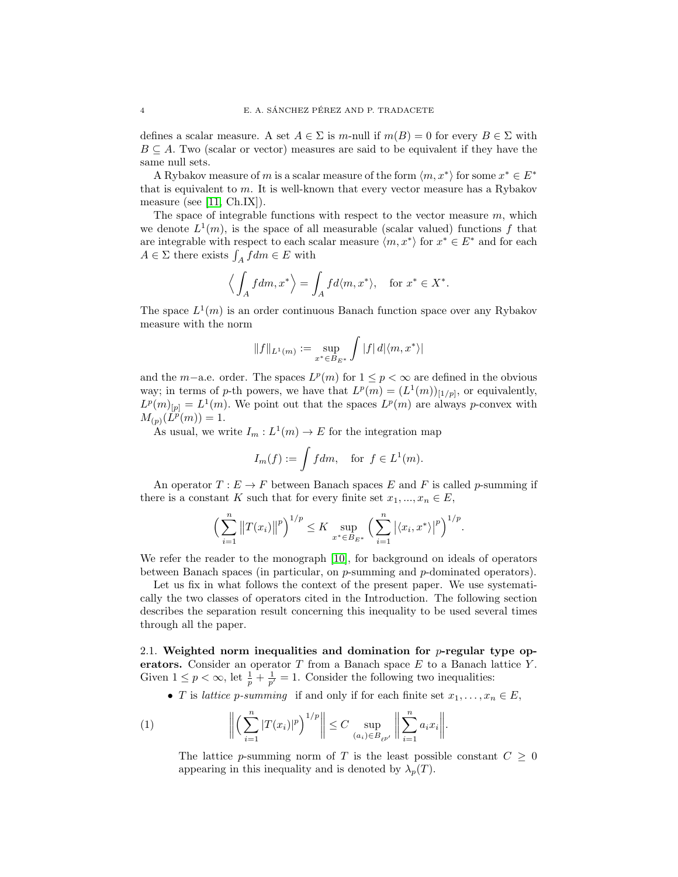defines a scalar measure. A set $A \in \Sigma$ is $m$-null if $m(B) = 0$ for every $B \in \Sigma$ with $B \subseteq A$. Two (scalar or vector) measures are said to be equivalent if they have the same null sets.

A Rybakov measure of $m$ is a scalar measure of the form $\langle m, x^* \rangle$ for some $x^* \in E^*$ that is equivalent to $m$. It is well-known that every vector measure has a Rybakov measure (see [11, Ch.IX]).

The space of integrable functions with respect to the vector measure $m$, which we denote $L^1(m)$, is the space of all measurable (scalar valued) functions $f$ that are integrable with respect to each scalar measure $\langle m, x^* \rangle$ for $x^* \in E^*$ and for each $A \in \Sigma$ there exists $\int_A f dm \in E$ with

$$\Big\langle \int_A f dm, x^* \Big\rangle = \int_A f d\langle m, x^* \rangle, \quad \text{for } x^* \in X^*.$$

The space $L^1(m)$ is an order continuous Banach function space over any Rybakov measure with the norm

$$\|f\|_{L^1(m)} := \sup_{x^* \in B_{E^*}} \int |f| \, d|\langle m, x^* \rangle|$$

and the $m-$a.e. order. The spaces $L^p(m)$ for $1 \le p < \infty$ are defined in the obvious way; in terms of $p$-th powers, we have that $L^p(m) = (L^1(m))_{[1/p]}$, or equivalently, $L^p(m)_{[p]} = L^1(m)$. We point out that the spaces $L^p(m)$ are always $p$-convex with $M_{(p)}(L^p(m)) = 1$.

As usual, we write $I_m : L^1(m) \to E$ for the integration map

$$I_m(f) := \int f dm, \quad \text{for } f \in L^1(m).$$

An operator $T : E \to F$ between Banach spaces $E$ and $F$ is called $p$-summing if there is a constant $K$ such that for every finite set $x_1, ..., x_n \in E$,

$$\Big( \sum_{i=1}^n \big\| T(x_i) \big\|^p \Big)^{1/p} \le K \sup_{x^* \in B_{E^*}} \Big( \sum_{i=1}^n \big| \langle x_i, x^* \rangle \big|^p \Big)^{1/p}.$$

We refer the reader to the monograph [10], for background on ideals of operators between Banach spaces (in particular, on $p$-summing and $p$-dominated operators).

Let us fix in what follows the context of the present paper. We use systematically the two classes of operators cited in the Introduction. The following section describes the separation result concerning this inequality to be used several times through all the paper.

**2.1. Weighted norm inequalities and domination for $p$-regular type operators.** Consider an operator $T$ from a Banach space $E$ to a Banach lattice $Y$. Given $1 \le p < \infty$, let $\frac{1}{p} + \frac{1}{p'} = 1$. Consider the following two inequalities:

- $T$ is *lattice $p$-summing* if and only if for each finite set $x_1, \ldots, x_n \in E$,

$$\Big\| \Big( \sum_{i=1}^n |T(x_i)|^p \Big)^{1/p} \Big\| \le C \sup_{(a_i) \in B_{\ell^{p'}}} \Big\| \sum_{i=1}^n a_i x_i \Big\|. \tag{1}$$

  The lattice $p$-summing norm of $T$ is the least possible constant $C \ge 0$ appearing in this inequality and is denoted by $\lambda_p(T)$.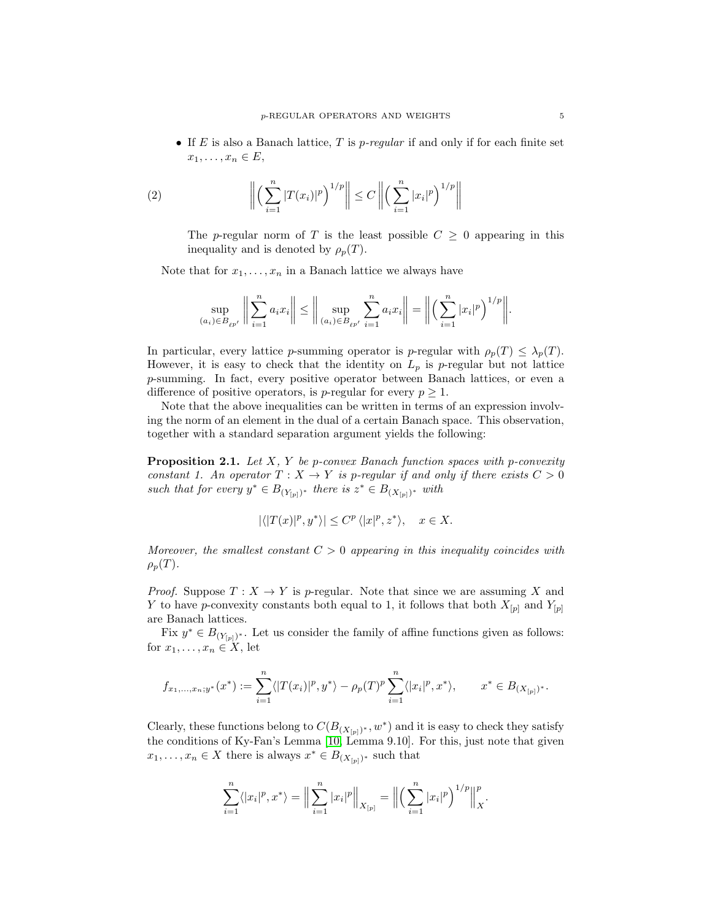- If $E$ is also a Banach lattice, $T$ is *p-regular* if and only if for each finite set $x_1, \dots, x_n \in E$,

$$\Big\| \Big( \sum_{i=1}^n |T(x_i)|^p \Big)^{1/p} \Big\| \le C \Big\| \Big( \sum_{i=1}^n |x_i|^p \Big)^{1/p} \Big\| \tag{2}$$

  The $p$-regular norm of $T$ is the least possible $C \ge 0$ appearing in this inequality and is denoted by $\rho_p(T)$.

Note that for $x_1, \dots, x_n$ in a Banach lattice we always have

$$\sup_{(a_i) \in B_{\ell^{p'}}} \Big\| \sum_{i=1}^n a_i x_i \Big\| \le \Big\| \sup_{(a_i) \in B_{\ell^{p'}}} \sum_{i=1}^n a_i x_i \Big\| = \Big\| \Big( \sum_{i=1}^n |x_i|^p \Big)^{1/p} \Big\|.$$

In particular, every lattice $p$-summing operator is $p$-regular with $\rho_p(T) \le \lambda_p(T)$. However, it is easy to check that the identity on $L_p$ is $p$-regular but not lattice $p$-summing. In fact, every positive operator between Banach lattices, or even a difference of positive operators, is $p$-regular for every $p \ge 1$.

Note that the above inequalities can be written in terms of an expression involving the norm of an element in the dual of a certain Banach space. This observation, together with a standard separation argument yields the following:

**Proposition 2.1.** *Let $X$, $Y$ be $p$-convex Banach function spaces with $p$-convexity constant 1. An operator $T : X \to Y$ is $p$-regular if and only if there exists $C > 0$ such that for every $y^* \in B_{(Y_{[p]})^*}$ there is $z^* \in B_{(X_{[p]})^*}$ with*

$$|\langle |T(x)|^p, y^* \rangle| \le C^p \, \langle |x|^p, z^* \rangle, \quad x \in X.$$

*Moreover, the smallest constant $C > 0$ appearing in this inequality coincides with $\rho_p(T)$.*

*Proof.* Suppose $T : X \to Y$ is $p$-regular. Note that since we are assuming $X$ and $Y$ to have $p$-convexity constants both equal to 1, it follows that both $X_{[p]}$ and $Y_{[p]}$ are Banach lattices.

Fix $y^* \in B_{(Y_{[p]})^*}$. Let us consider the family of affine functions given as follows: for $x_1, \dots, x_n \in X$, let

$$f_{x_1,\dots,x_n;y^*}(x^*) := \sum_{i=1}^n \langle |T(x_i)|^p, y^* \rangle - \rho_p(T)^p \sum_{i=1}^n \langle |x_i|^p, x^* \rangle, \qquad x^* \in B_{(X_{[p]})^*}.$$

Clearly, these functions belong to $C(B_{(X_{[p]})^*}, w^*)$ and it is easy to check they satisfy the conditions of Ky-Fan's Lemma [10, Lemma 9.10]. For this, just note that given $x_1, \dots, x_n \in X$ there is always $x^* \in B_{(X_{[p]})^*}$ such that

$$\sum_{i=1}^n \langle |x_i|^p, x^* \rangle = \Big\| \sum_{i=1}^n |x_i|^p \Big\|_{X_{[p]}} = \Big\| \Big( \sum_{i=1}^n |x_i|^p \Big)^{1/p} \Big\|_X^p.$$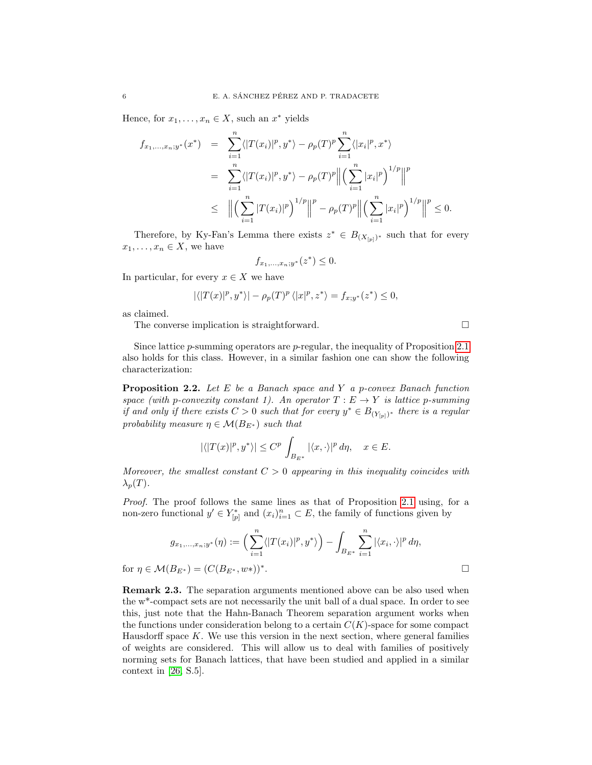Hence, for $x_1, \ldots, x_n \in X$, such an $x^*$ yields

$$
\begin{aligned}
f_{x_1,\ldots,x_n;y^*}(x^*) &= \sum_{i=1}^n \langle |T(x_i)|^p, y^* \rangle - \rho_p(T)^p \sum_{i=1}^n \langle |x_i|^p, x^* \rangle \\
&= \sum_{i=1}^n \langle |T(x_i)|^p, y^* \rangle - \rho_p(T)^p \Big\| \Big( \sum_{i=1}^n |x_i|^p \Big)^{1/p} \Big\|^p \\
&\leq \Big\| \Big( \sum_{i=1}^n |T(x_i)|^p \Big)^{1/p} \Big\|^p - \rho_p(T)^p \Big\| \Big( \sum_{i=1}^n |x_i|^p \Big)^{1/p} \Big\|^p \leq 0.
\end{aligned}
$$

Therefore, by Ky-Fan's Lemma there exists $z^* \in B_{(X_{[p]})^*}$ such that for every $x_1, \ldots, x_n \in X$, we have

$$
f_{x_1,\ldots,x_n;y^*}(z^*) \leq 0.
$$

In particular, for every $x \in X$ we have

$$
|\langle |T(x)|^p, y^* \rangle| - \rho_p(T)^p \, \langle |x|^p, z^* \rangle = f_{x;y^*}(z^*) \leq 0,
$$

as claimed.

The converse implication is straightforward. $\square$

Since lattice $p$-summing operators are $p$-regular, the inequality of Proposition 2.1 also holds for this class. However, in a similar fashion one can show the following characterization:

**Proposition 2.2.** *Let $E$ be a Banach space and $Y$ a $p$-convex Banach function space (with $p$-convexity constant 1). An operator $T : E \to Y$ is lattice $p$-summing if and only if there exists $C > 0$ such that for every $y^* \in B_{(Y_{[p]})^*}$ there is a regular probability measure $\eta \in \mathcal{M}(B_{E^*})$ such that*

$$
|\langle |T(x)|^p, y^* \rangle| \leq C^p \int_{B_{E^*}} |\langle x, \cdot \rangle|^p \, d\eta, \quad x \in E.
$$

*Moreover, the smallest constant $C > 0$ appearing in this inequality coincides with $\lambda_p(T)$.*

*Proof.* The proof follows the same lines as that of Proposition 2.1 using, for a non-zero functional $y' \in Y_{[p]}^*$ and $(x_i)_{i=1}^n \subset E$, the family of functions given by

$$
g_{x_1,\ldots,x_n;y^*}(\eta) := \Big( \sum_{i=1}^n \langle |T(x_i)|^p, y^* \rangle \Big) - \int_{B_{E^*}} \sum_{i=1}^n |\langle x_i, \cdot \rangle|^p \, d\eta,
$$

for $\eta \in \mathcal{M}(B_{E^*}) = (C(B_{E^*}, w*))^*$. $\square$

**Remark 2.3.** The separation arguments mentioned above can be also used when the w\*-compact sets are not necessarily the unit ball of a dual space. In order to see this, just note that the Hahn-Banach Theorem separation argument works when the functions under consideration belong to a certain $C(K)$-space for some compact Hausdorff space $K$. We use this version in the next section, where general families of weights are considered. This will allow us to deal with families of positively norming sets for Banach lattices, that have been studied and applied in a similar context in [26, S.5].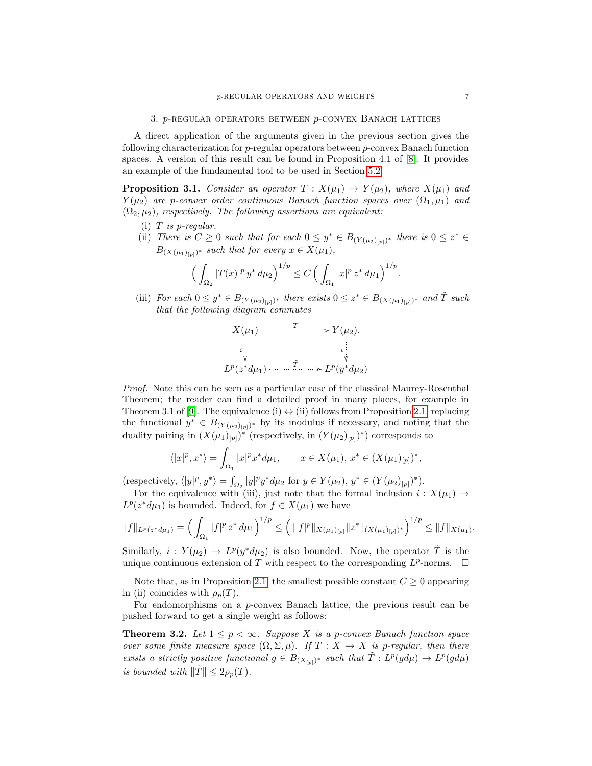## 3. $p$-regular operators between $p$-convex Banach lattices

A direct application of the arguments given in the previous section gives the following characterization for $p$-regular operators between $p$-convex Banach function spaces. A version of this result can be found in Proposition 4.1 of [8]. It provides an example of the fundamental tool to be used in Section 5.2.

**Proposition 3.1.** *Consider an operator $T : X(\mu_1) \to Y(\mu_2)$, where $X(\mu_1)$ and $Y(\mu_2)$ are $p$-convex order continuous Banach function spaces over $(\Omega_1, \mu_1)$ and $(\Omega_2, \mu_2)$, respectively. The following assertions are equivalent:*

- (i) *$T$ is $p$-regular.*
- (ii) *There is $C \geq 0$ such that for each $0 \leq y^* \in B_{(Y(\mu_2)_{[p]})^*}$ there is $0 \leq z^* \in B_{(X(\mu_1)_{[p]})^*}$ such that for every $x \in X(\mu_1)$,*

$$\Big( \int_{\Omega_2} |T(x)|^p \, y^* \, d\mu_2 \Big)^{1/p} \leq C \Big( \int_{\Omega_1} |x|^p \, z^* \, d\mu_1 \Big)^{1/p}.$$

- (iii) *For each $0 \leq y^* \in B_{(Y(\mu_2)_{[p]})^*}$ there exists $0 \leq z^* \in B_{(X(\mu_1)_{[p]})^*}$ and $\tilde{T}$ such that the following diagram commutes*

$$\begin{array}{ccc} X(\mu_1) & \xrightarrow{\quad T \quad} & Y(\mu_2). \\ \big\downarrow i & & \big\downarrow i \\ L^p(z^* d\mu_1) & \xrightarrow{\quad \tilde{T} \quad} & L^p(y^* d\mu_2) \end{array}$$

*Proof.* Note this can be seen as a particular case of the classical Maurey-Rosenthal Theorem; the reader can find a detailed proof in many places, for example in Theorem 3.1 of [9]. The equivalence (i) $\Leftrightarrow$ (ii) follows from Proposition 2.1, replacing the functional $y^* \in B_{(Y(\mu_2)_{[p]})^*}$ by its modulus if necessary, and noting that the duality pairing in $(X(\mu_1)_{[p]})^*$ (respectively, in $(Y(\mu_2)_{[p]})^*$) corresponds to

$$\langle |x|^p, x^* \rangle = \int_{\Omega_1} |x|^p x^* d\mu_1, \qquad x \in X(\mu_1),\, x^* \in (X(\mu_1)_{[p]})^*,$$

(respectively, $\langle |y|^p, y^* \rangle = \int_{\Omega_2} |y|^p y^* d\mu_2$ for $y \in Y(\mu_2)$, $y^* \in (Y(\mu_2)_{[p]})^*$).

For the equivalence with (iii), just note that the formal inclusion $i : X(\mu_1) \to L^p(z^* d\mu_1)$ is bounded. Indeed, for $f \in X(\mu_1)$ we have

$$\|f\|_{L^p(z^* d\mu_1)} = \Big( \int_{\Omega_1} |f|^p \, z^* \, d\mu_1 \Big)^{1/p} \leq \Big( \||f|^p\|_{X(\mu_1)_{[p]}} \|z^*\|_{(X(\mu_1)_{[p]})^*} \Big)^{1/p} \leq \|f\|_{X(\mu_1)}.$$

Similarly, $i : Y(\mu_2) \to L^p(y^* d\mu_2)$ is also bounded. Now, the operator $\tilde{T}$ is the unique continuous extension of $T$ with respect to the corresponding $L^p$-norms. $\square$

Note that, as in Proposition 2.1, the smallest possible constant $C \geq 0$ appearing in (ii) coincides with $\rho_p(T)$.

For endomorphisms on a $p$-convex Banach lattice, the previous result can be pushed forward to get a single weight as follows:

**Theorem 3.2.** *Let $1 \leq p < \infty$. Suppose $X$ is a $p$-convex Banach function space over some finite measure space $(\Omega, \Sigma, \mu)$. If $T : X \to X$ is $p$-regular, then there exists a strictly positive functional $g \in B_{(X_{[p]})^*}$ such that $\tilde{T} : L^p(g d\mu) \to L^p(g d\mu)$ is bounded with $\|\tilde{T}\| \leq 2\rho_p(T)$.*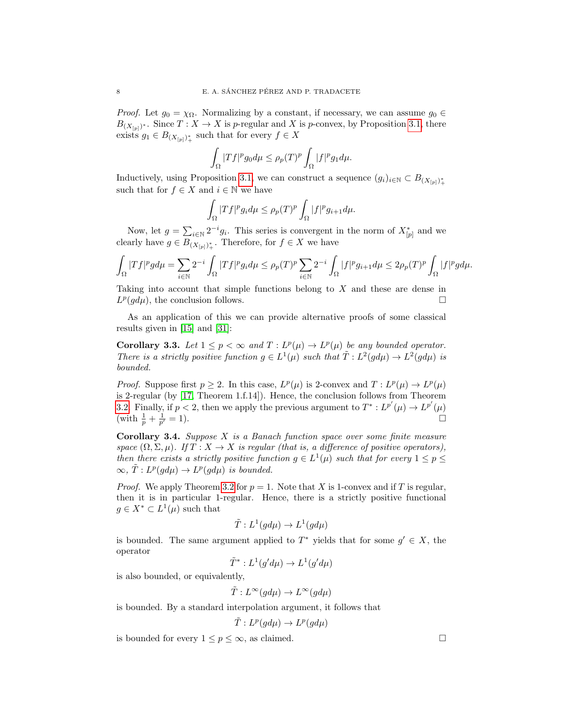*Proof.* Let $g_0 = \chi_\Omega$. Normalizing by a constant, if necessary, we can assume $g_0 \in B_{(X_{[p]})^*}$. Since $T : X \to X$ is $p$-regular and $X$ is $p$-convex, by Proposition 3.1, there exists $g_1 \in B_{(X_{[p]})^*_+}$ such that for every $f \in X$

$$\int_\Omega |Tf|^p g_0 d\mu \leq \rho_p(T)^p \int_\Omega |f|^p g_1 d\mu.$$

Inductively, using Proposition 3.1, we can construct a sequence $(g_i)_{i\in\mathbb{N}} \subset B_{(X_{[p]})^*_+}$ such that for $f \in X$ and $i \in \mathbb{N}$ we have

$$\int_\Omega |Tf|^p g_i d\mu \leq \rho_p(T)^p \int_\Omega |f|^p g_{i+1} d\mu.$$

Now, let $g = \sum_{i\in\mathbb{N}} 2^{-i} g_i$. This series is convergent in the norm of $X^*_{[p]}$ and we clearly have $g \in B_{(X_{[p]})^*_+}$. Therefore, for $f \in X$ we have

$$\int_\Omega |Tf|^p g d\mu = \sum_{i\in\mathbb{N}} 2^{-i} \int_\Omega |Tf|^p g_i d\mu \leq \rho_p(T)^p \sum_{i\in\mathbb{N}} 2^{-i} \int_\Omega |f|^p g_{i+1} d\mu \leq 2\rho_p(T)^p \int_\Omega |f|^p g d\mu.$$

Taking into account that simple functions belong to $X$ and these are dense in $L^p(gd\mu)$, the conclusion follows. □

As an application of this we can provide alternative proofs of some classical results given in [15] and [31]:

**Corollary 3.3.** *Let $1 \leq p < \infty$ and $T : L^p(\mu) \to L^p(\mu)$ be any bounded operator. There is a strictly positive function $g \in L^1(\mu)$ such that $\tilde{T} : L^2(gd\mu) \to L^2(gd\mu)$ is bounded.*

*Proof.* Suppose first $p \geq 2$. In this case, $L^p(\mu)$ is 2-convex and $T : L^p(\mu) \to L^p(\mu)$ is 2-regular (by [17, Theorem 1.f.14]). Hence, the conclusion follows from Theorem 3.2. Finally, if $p < 2$, then we apply the previous argument to $T^* : L^{p'}(\mu) \to L^{p'}(\mu)$ (with $\frac{1}{p} + \frac{1}{p'} = 1$). □

**Corollary 3.4.** *Suppose $X$ is a Banach function space over some finite measure space $(\Omega, \Sigma, \mu)$. If $T : X \to X$ is regular (that is, a difference of positive operators), then there exists a strictly positive function $g \in L^1(\mu)$ such that for every $1 \leq p \leq \infty$, $\tilde{T} : L^p(gd\mu) \to L^p(gd\mu)$ is bounded.*

*Proof.* We apply Theorem 3.2 for $p = 1$. Note that $X$ is 1-convex and if $T$ is regular, then it is in particular 1-regular. Hence, there is a strictly positive functional $g \in X^* \subset L^1(\mu)$ such that

$$\tilde{T} : L^1(gd\mu) \to L^1(gd\mu)$$

is bounded. The same argument applied to $T^*$ yields that for some $g' \in X$, the operator

$$\tilde{T}^* : L^1(g'd\mu) \to L^1(g'd\mu)$$

is also bounded, or equivalently,

$$\tilde{T} : L^\infty(gd\mu) \to L^\infty(gd\mu)$$

is bounded. By a standard interpolation argument, it follows that

$$\tilde{T} : L^p(gd\mu) \to L^p(gd\mu)$$

is bounded for every $1 \leq p \leq \infty$, as claimed. □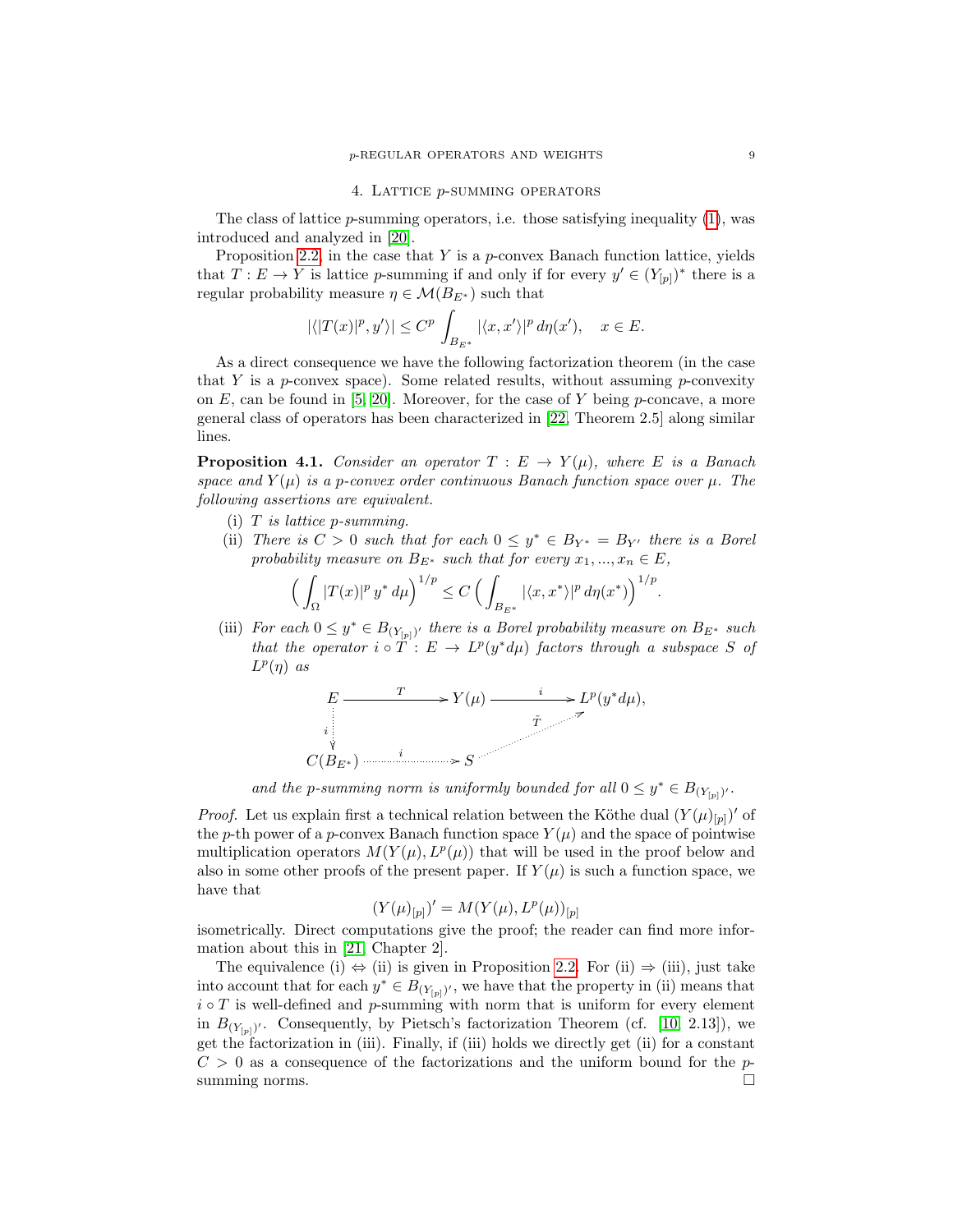## 4. Lattice $p$-summing operators

The class of lattice $p$-summing operators, i.e. those satisfying inequality (1), was introduced and analyzed in [20].

Proposition 2.2, in the case that $Y$ is a $p$-convex Banach function lattice, yields that $T : E \to Y$ is lattice $p$-summing if and only if for every $y' \in (Y_{[p]})^*$ there is a regular probability measure $\eta \in \mathcal{M}(B_{E^*})$ such that

$$|\langle |T(x)|^p, y' \rangle| \leq C^p \int_{B_{E^*}} |\langle x, x' \rangle|^p \, d\eta(x'), \quad x \in E.$$

As a direct consequence we have the following factorization theorem (in the case that $Y$ is a $p$-convex space). Some related results, without assuming $p$-convexity on $E$, can be found in [5, 20]. Moreover, for the case of $Y$ being $p$-concave, a more general class of operators has been characterized in [22, Theorem 2.5] along similar lines.

**Proposition 4.1.** *Consider an operator $T : E \to Y(\mu)$, where $E$ is a Banach space and $Y(\mu)$ is a $p$-convex order continuous Banach function space over $\mu$. The following assertions are equivalent.*

(i) *$T$ is lattice $p$-summing.*

(ii) *There is $C > 0$ such that for each $0 \leq y^* \in B_{Y^*} = B_{Y'}$ there is a Borel probability measure on $B_{E^*}$ such that for every $x_1, ..., x_n \in E$,*
$$\Big( \int_\Omega |T(x)|^p \, y^* \, d\mu \Big)^{1/p} \leq C \Big( \int_{B_{E^*}} |\langle x, x^* \rangle|^p \, d\eta(x^*) \Big)^{1/p}.$$

(iii) *For each $0 \leq y^* \in B_{(Y_{[p]})'}$ there is a Borel probability measure on $B_{E^*}$ such that the operator $i \circ T : E \to L^p(y^* d\mu)$ factors through a subspace $S$ of $L^p(\eta)$ as*

$$\begin{array}{ccccc} E & \xrightarrow{\quad T \quad} & Y(\mu) & \xrightarrow{\quad i \quad} & L^p(y^* d\mu), \\ \Big\downarrow{\scriptstyle i} & & & \nearrow{\scriptstyle \tilde{T}} & \\ C(B_{E^*}) & \xrightarrow{\quad i \quad} & S & & \end{array}$$

*and the $p$-summing norm is uniformly bounded for all $0 \leq y^* \in B_{(Y_{[p]})'}$.*

*Proof.* Let us explain first a technical relation between the Köthe dual $(Y(\mu)_{[p]})'$ of the $p$-th power of a $p$-convex Banach function space $Y(\mu)$ and the space of pointwise multiplication operators $M(Y(\mu), L^p(\mu))$ that will be used in the proof below and also in some other proofs of the present paper. If $Y(\mu)$ is such a function space, we have that

$$(Y(\mu)_{[p]})' = M(Y(\mu), L^p(\mu))_{[p]}$$

isometrically. Direct computations give the proof; the reader can find more information about this in [21, Chapter 2].

The equivalence (i) $\Leftrightarrow$ (ii) is given in Proposition 2.2. For (ii) $\Rightarrow$ (iii), just take into account that for each $y^* \in B_{(Y_{[p]})'}$, we have that the property in (ii) means that $i \circ T$ is well-defined and $p$-summing with norm that is uniform for every element in $B_{(Y_{[p]})'}$. Consequently, by Pietsch's factorization Theorem (cf. [10, 2.13]), we get the factorization in (iii). Finally, if (iii) holds we directly get (ii) for a constant $C > 0$ as a consequence of the factorizations and the uniform bound for the $p$-summing norms. $\square$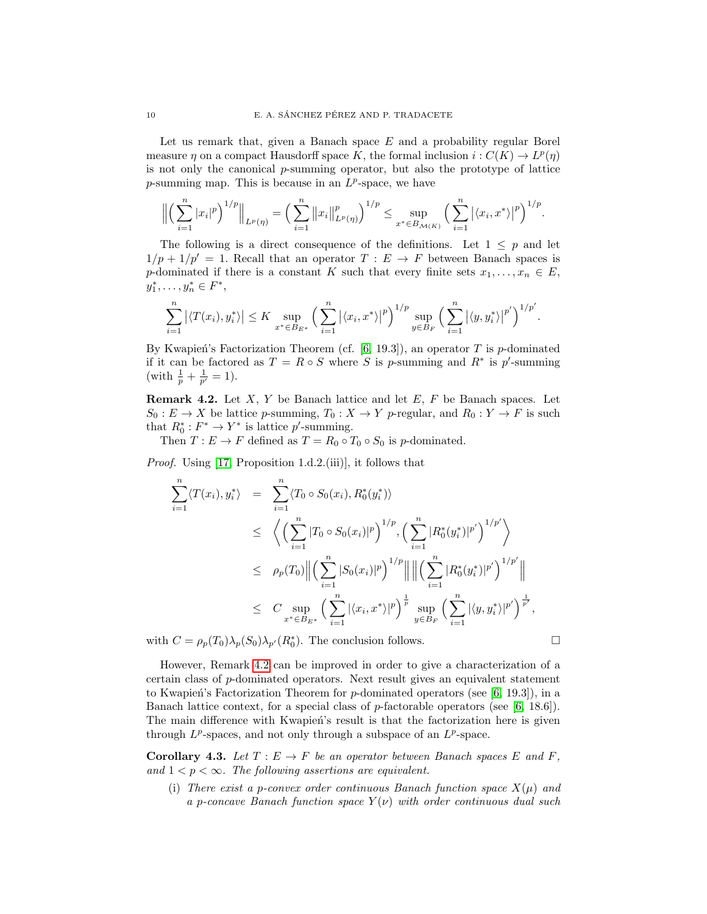Let us remark that, given a Banach space $E$ and a probability regular Borel measure $\eta$ on a compact Hausdorff space $K$, the formal inclusion $i : C(K) \to L^p(\eta)$ is not only the canonical $p$-summing operator, but also the prototype of lattice $p$-summing map. This is because in an $L^p$-space, we have

$$\Big\| \Big( \sum_{i=1}^n |x_i|^p \Big)^{1/p} \Big\|_{L^p(\eta)} = \Big( \sum_{i=1}^n \|x_i\|^p_{L^p(\eta)} \Big)^{1/p} \le \sup_{x^* \in B_{\mathcal{M}(K)}} \Big( \sum_{i=1}^n |\langle x_i, x^* \rangle|^p \Big)^{1/p}.$$

The following is a direct consequence of the definitions. Let $1 \le p$ and let $1/p + 1/p' = 1$. Recall that an operator $T : E \to F$ between Banach spaces is $p$-dominated if there is a constant $K$ such that every finite sets $x_1, \dots, x_n \in E$, $y_1^*, \dots, y_n^* \in F^*$,

$$\sum_{i=1}^n |\langle T(x_i), y_i^* \rangle| \le K \sup_{x^* \in B_{E^*}} \Big( \sum_{i=1}^n |\langle x_i, x^* \rangle|^p \Big)^{1/p} \sup_{y \in B_F} \Big( \sum_{i=1}^n |\langle y, y_i^* \rangle|^{p'} \Big)^{1/p'}.$$

By Kwapień's Factorization Theorem (cf. [6, 19.3]), an operator $T$ is $p$-dominated if it can be factored as $T = R \circ S$ where $S$ is $p$-summing and $R^*$ is $p'$-summing (with $\frac{1}{p} + \frac{1}{p'} = 1$).

**Remark 4.2.** Let $X$, $Y$ be Banach lattice and let $E$, $F$ be Banach spaces. Let $S_0 : E \to X$ be lattice $p$-summing, $T_0 : X \to Y$ $p$-regular, and $R_0 : Y \to F$ is such that $R_0^* : F^* \to Y^*$ is lattice $p'$-summing.

Then $T : E \to F$ defined as $T = R_0 \circ T_0 \circ S_0$ is $p$-dominated.

*Proof.* Using [17, Proposition 1.d.2.(iii)], it follows that

$$\begin{aligned}
\sum_{i=1}^n \langle T(x_i), y_i^* \rangle &= \sum_{i=1}^n \langle T_0 \circ S_0(x_i), R_0^*(y_i^*) \rangle \\
&\le \Big\langle \Big( \sum_{i=1}^n |T_0 \circ S_0(x_i)|^p \Big)^{1/p}, \Big( \sum_{i=1}^n |R_0^*(y_i^*)|^{p'} \Big)^{1/p'} \Big\rangle \\
&\le \rho_p(T_0) \Big\| \Big( \sum_{i=1}^n |S_0(x_i)|^p \Big)^{1/p} \Big\| \Big\| \Big( \sum_{i=1}^n |R_0^*(y_i^*)|^{p'} \Big)^{1/p'} \Big\| \\
&\le C \sup_{x^* \in B_{E^*}} \Big( \sum_{i=1}^n |\langle x_i, x^* \rangle|^p \Big)^{\frac{1}{p}} \sup_{y \in B_F} \Big( \sum_{i=1}^n |\langle y, y_i^* \rangle|^{p'} \Big)^{\frac{1}{p'}},
\end{aligned}$$

with $C = \rho_p(T_0)\lambda_p(S_0)\lambda_{p'}(R_0^*)$. The conclusion follows. $\square$

However, Remark 4.2 can be improved in order to give a characterization of a certain class of $p$-dominated operators. Next result gives an equivalent statement to Kwapień's Factorization Theorem for $p$-dominated operators (see [6, 19.3]), in a Banach lattice context, for a special class of $p$-factorable operators (see [6, 18.6]). The main difference with Kwapień's result is that the factorization here is given through $L^p$-spaces, and not only through a subspace of an $L^p$-space.

**Corollary 4.3.** *Let $T : E \to F$ be an operator between Banach spaces $E$ and $F$, and $1 < p < \infty$. The following assertions are equivalent.*

(i) *There exist a $p$-convex order continuous Banach function space $X(\mu)$ and a $p$-concave Banach function space $Y(\nu)$ with order continuous dual such*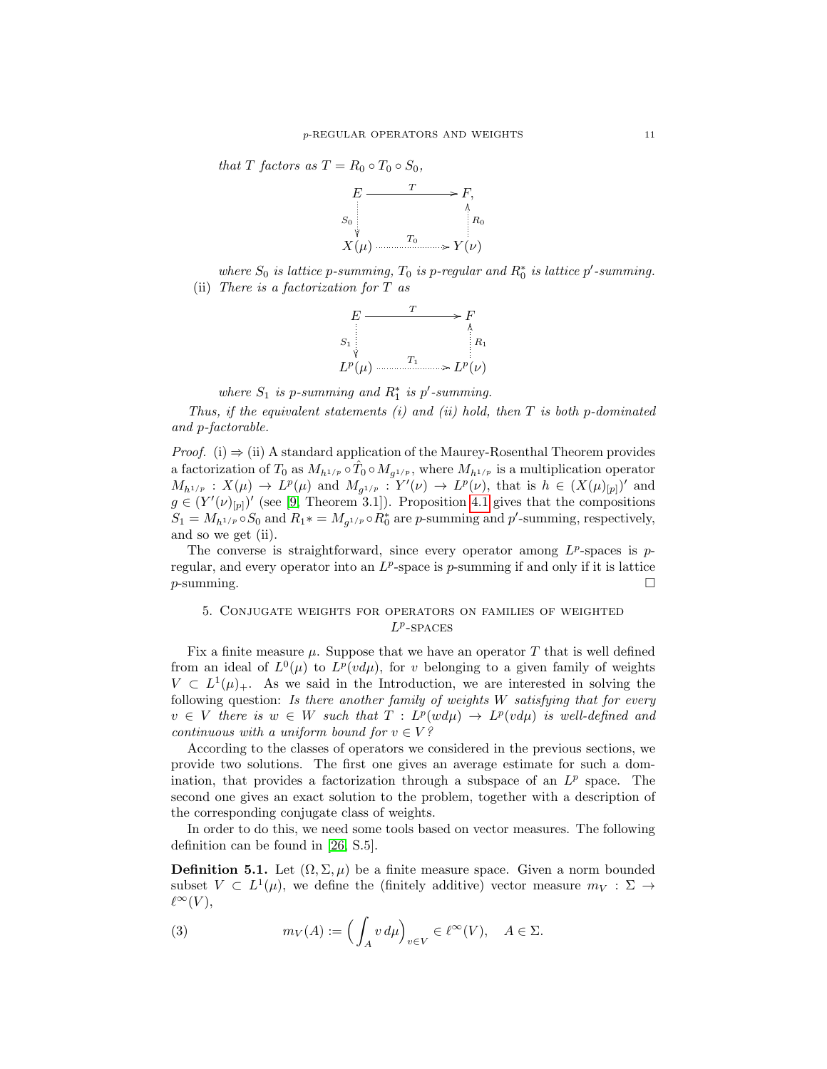*that $T$ factors as $T = R_0 \circ T_0 \circ S_0$,*

$$
\begin{array}{ccc}
E & \xrightarrow{\quad T \quad} & F, \\
{\scriptstyle S_0} \downarrow & & \uparrow {\scriptstyle R_0} \\
X(\mu) & \xrightarrow{\quad T_0 \quad} & Y(\nu)
\end{array}
$$

*where $S_0$ is lattice $p$-summing, $T_0$ is $p$-regular and $R_0^*$ is lattice $p'$-summing.*

(ii) *There is a factorization for $T$ as*

$$
\begin{array}{ccc}
E & \xrightarrow{\quad T \quad} & F \\
{\scriptstyle S_1} \downarrow & & \uparrow {\scriptstyle R_1} \\
L^p(\mu) & \xrightarrow{\quad T_1 \quad} & L^p(\nu)
\end{array}
$$

*where $S_1$ is $p$-summing and $R_1^*$ is $p'$-summing.*

*Thus, if the equivalent statements (i) and (ii) hold, then $T$ is both $p$-dominated and $p$-factorable.*

*Proof.* (i) $\Rightarrow$ (ii) A standard application of the Maurey-Rosenthal Theorem provides a factorization of $T_0$ as $M_{h^{1/p}} \circ \hat{T}_0 \circ M_{g^{1/p}}$, where $M_{h^{1/p}}$ is a multiplication operator $M_{h^{1/p}} : X(\mu) \to L^p(\mu)$ and $M_{g^{1/p}} : Y'(\nu) \to L^p(\nu)$, that is $h \in (X(\mu)_{[p]})'$ and $g \in (Y'(\nu)_{[p]})'$ (see [9, Theorem 3.1]). Proposition 4.1 gives that the compositions $S_1 = M_{h^{1/p}} \circ S_0$ and $R_1* = M_{g^{1/p}} \circ R_0^*$ are $p$-summing and $p'$-summing, respectively, and so we get (ii).

The converse is straightforward, since every operator among $L^p$-spaces is $p$-regular, and every operator into an $L^p$-space is $p$-summing if and only if it is lattice $p$-summing. $\square$

## 5. Conjugate weights for operators on families of weighted $L^p$-spaces

Fix a finite measure $\mu$. Suppose that we have an operator $T$ that is well defined from an ideal of $L^0(\mu)$ to $L^p(vd\mu)$, for $v$ belonging to a given family of weights $V \subset L^1(\mu)_+$. As we said in the Introduction, we are interested in solving the following question: *Is there another family of weights $W$ satisfying that for every $v \in V$ there is $w \in W$ such that $T : L^p(wd\mu) \to L^p(vd\mu)$ is well-defined and continuous with a uniform bound for $v \in V$?*

According to the classes of operators we considered in the previous sections, we provide two solutions. The first one gives an average estimate for such a domination, that provides a factorization through a subspace of an $L^p$ space. The second one gives an exact solution to the problem, together with a description of the corresponding conjugate class of weights.

In order to do this, we need some tools based on vector measures. The following definition can be found in [26, S.5].

**Definition 5.1.** Let $(\Omega, \Sigma, \mu)$ be a finite measure space. Given a norm bounded subset $V \subset L^1(\mu)$, we define the (finitely additive) vector measure $m_V : \Sigma \to \ell^\infty(V)$,

$$
m_V(A) := \Big( \int_A v \, d\mu \Big)_{v \in V} \in \ell^\infty(V), \quad A \in \Sigma. \tag{3}
$$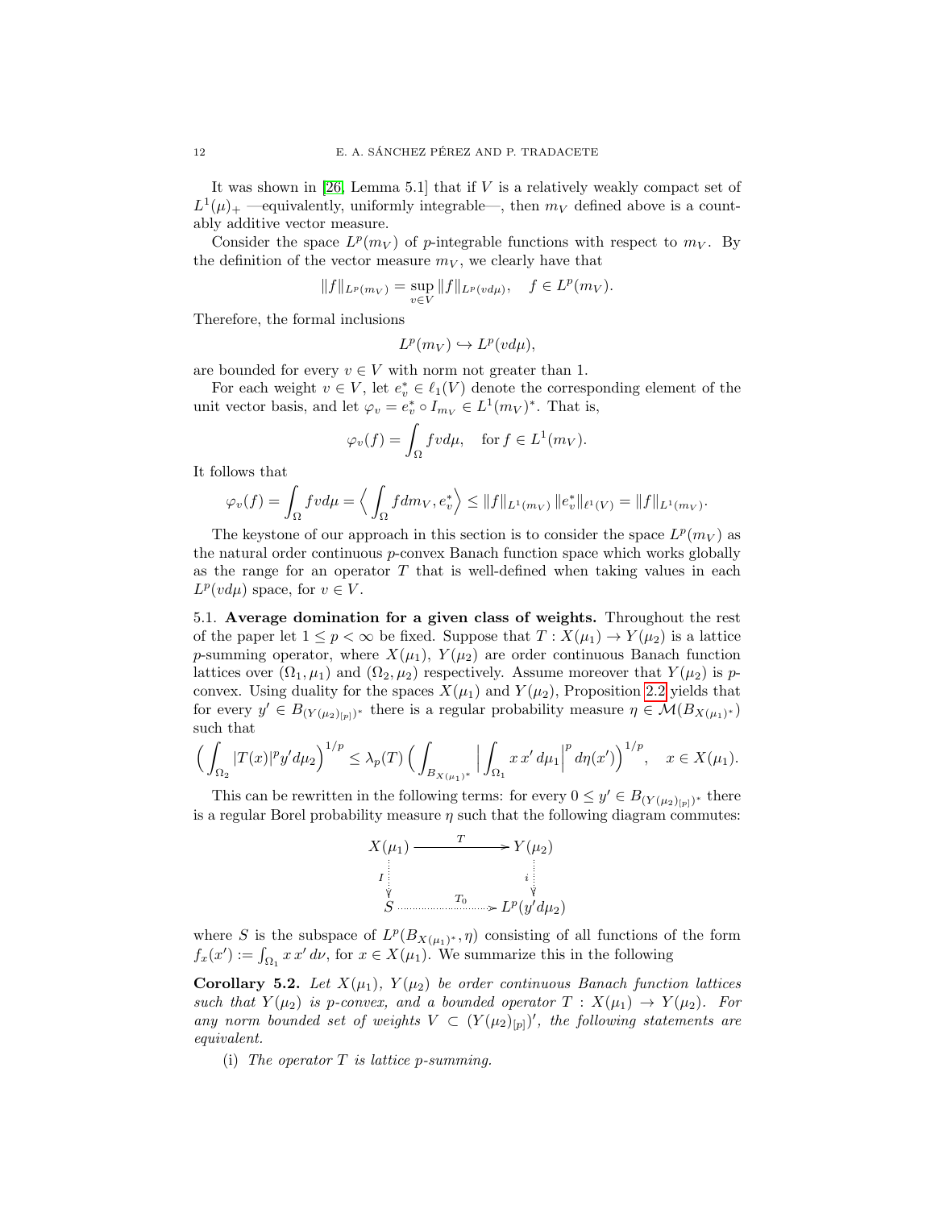It was shown in [26, Lemma 5.1] that if $V$ is a relatively weakly compact set of $L^1(\mu)_+$ —equivalently, uniformly integrable—, then $m_V$ defined above is a countably additive vector measure.

Consider the space $L^p(m_V)$ of $p$-integrable functions with respect to $m_V$. By the definition of the vector measure $m_V$, we clearly have that

$$\|f\|_{L^p(m_V)} = \sup_{v \in V} \|f\|_{L^p(v d\mu)}, \quad f \in L^p(m_V).$$

Therefore, the formal inclusions

$$L^p(m_V) \hookrightarrow L^p(v d\mu),$$

are bounded for every $v \in V$ with norm not greater than 1.

For each weight $v \in V$, let $e_v^* \in \ell_1(V)$ denote the corresponding element of the unit vector basis, and let $\varphi_v = e_v^* \circ I_{m_V} \in L^1(m_V)^*$. That is,

$$\varphi_v(f) = \int_\Omega f v d\mu, \quad \text{for } f \in L^1(m_V).$$

It follows that

$$\varphi_v(f) = \int_\Omega f v d\mu = \Big\langle \int_\Omega f dm_V, e_v^* \Big\rangle \leq \|f\|_{L^1(m_V)} \|e_v^*\|_{\ell^1(V)} = \|f\|_{L^1(m_V)}.$$

The keystone of our approach in this section is to consider the space $L^p(m_V)$ as the natural order continuous $p$-convex Banach function space which works globally as the range for an operator $T$ that is well-defined when taking values in each $L^p(v d\mu)$ space, for $v \in V$.

5.1. **Average domination for a given class of weights.** Throughout the rest of the paper let $1 \leq p < \infty$ be fixed. Suppose that $T : X(\mu_1) \to Y(\mu_2)$ is a lattice $p$-summing operator, where $X(\mu_1)$, $Y(\mu_2)$ are order continuous Banach function lattices over $(\Omega_1, \mu_1)$ and $(\Omega_2, \mu_2)$ respectively. Assume moreover that $Y(\mu_2)$ is $p$-convex. Using duality for the spaces $X(\mu_1)$ and $Y(\mu_2)$, Proposition 2.2 yields that for every $y' \in B_{(Y(\mu_2)_{[p]})^*}$ there is a regular probability measure $\eta \in \mathcal{M}(B_{X(\mu_1)^*})$ such that

$$\Big( \int_{\Omega_2} |T(x)|^p y' d\mu_2 \Big)^{1/p} \leq \lambda_p(T) \Big( \int_{B_{X(\mu_1)^*}} \Big| \int_{\Omega_1} x\, x' \, d\mu_1 \Big|^p d\eta(x') \Big)^{1/p}, \quad x \in X(\mu_1).$$

This can be rewritten in the following terms: for every $0 \leq y' \in B_{(Y(\mu_2)_{[p]})^*}$ there is a regular Borel probability measure $\eta$ such that the following diagram commutes:

$$\begin{array}{ccc} X(\mu_1) & \xrightarrow{\quad T \quad} & Y(\mu_2) \\ {\scriptstyle I}\downarrow & & \downarrow{\scriptstyle i} \\ S & \xrightarrow{\quad T_0 \quad} & L^p(y' d\mu_2) \end{array}$$

where $S$ is the subspace of $L^p(B_{X(\mu_1)^*}, \eta)$ consisting of all functions of the form $f_x(x') := \int_{\Omega_1} x\, x' \, d\nu$, for $x \in X(\mu_1)$. We summarize this in the following

**Corollary 5.2.** *Let $X(\mu_1)$, $Y(\mu_2)$ be order continuous Banach function lattices such that $Y(\mu_2)$ is $p$-convex, and a bounded operator $T : X(\mu_1) \to Y(\mu_2)$. For any norm bounded set of weights $V \subset (Y(\mu_2)_{[p]})'$, the following statements are equivalent.*

(i) *The operator $T$ is lattice $p$-summing.*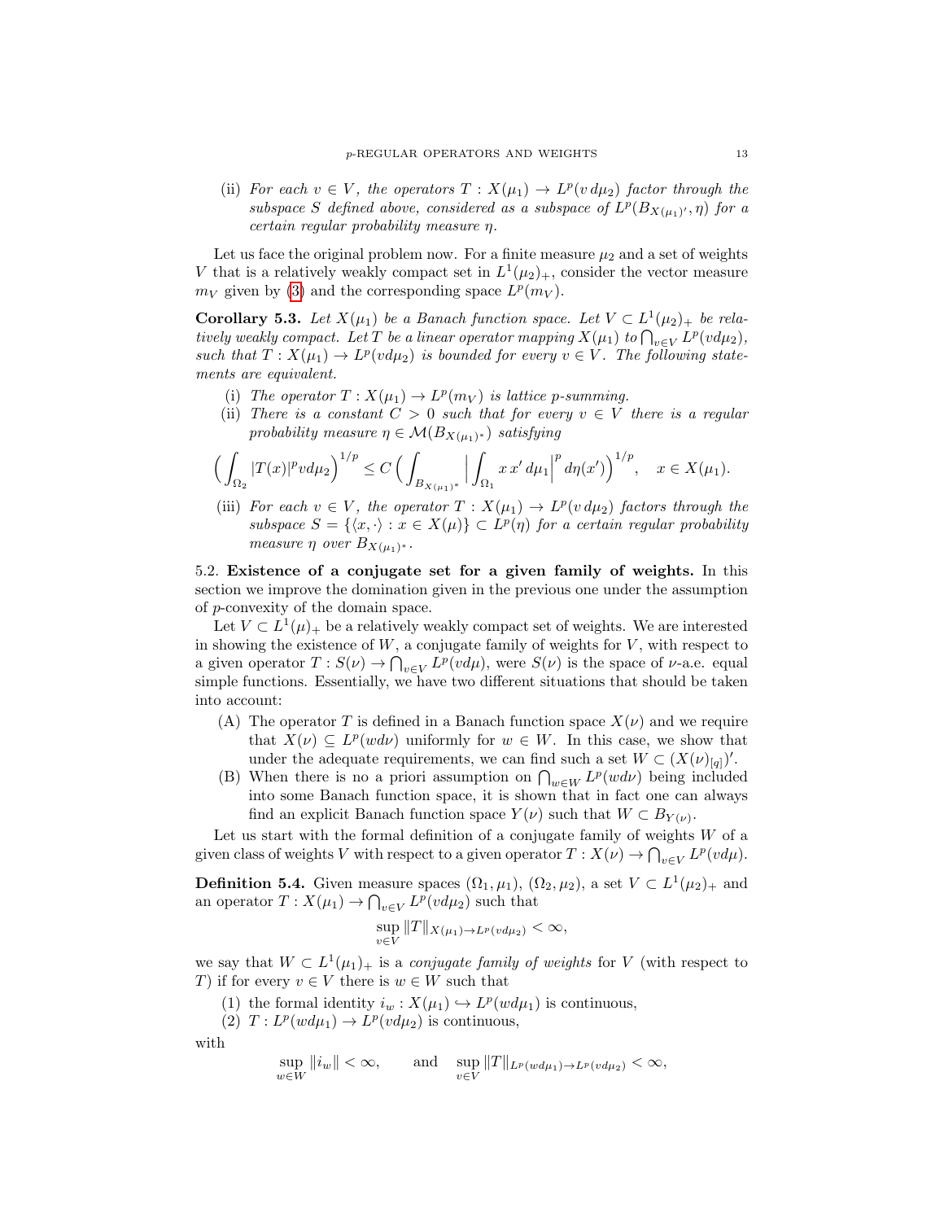(ii) *For each $v \in V$, the operators $T : X(\mu_1) \to L^p(v\, d\mu_2)$ factor through the subspace $S$ defined above, considered as a subspace of $L^p(B_{X(\mu_1)'}, \eta)$ for a certain regular probability measure $\eta$.*

Let us face the original problem now. For a finite measure $\mu_2$ and a set of weights $V$ that is a relatively weakly compact set in $L^1(\mu_2)_+$, consider the vector measure $m_V$ given by (3) and the corresponding space $L^p(m_V)$.

**Corollary 5.3.** *Let $X(\mu_1)$ be a Banach function space. Let $V \subset L^1(\mu_2)_+$ be relatively weakly compact. Let $T$ be a linear operator mapping $X(\mu_1)$ to $\bigcap_{v\in V} L^p(vd\mu_2)$, such that $T : X(\mu_1) \to L^p(vd\mu_2)$ is bounded for every $v \in V$. The following statements are equivalent.*

(i) *The operator $T : X(\mu_1) \to L^p(m_V)$ is lattice $p$-summing.*

(ii) *There is a constant $C > 0$ such that for every $v \in V$ there is a regular probability measure $\eta \in \mathcal{M}(B_{X(\mu_1)^*})$ satisfying*

$$\Big(\int_{\Omega_2} |T(x)|^p v d\mu_2\Big)^{1/p} \le C\,\Big(\int_{B_{X(\mu_1)^*}} \Big|\int_{\Omega_1} x\, x'\, d\mu_1\Big|^p d\eta(x')\Big)^{1/p}, \quad x \in X(\mu_1).$$

(iii) *For each $v \in V$, the operator $T : X(\mu_1) \to L^p(v\, d\mu_2)$ factors through the subspace $S = \{\langle x, \cdot\rangle : x \in X(\mu)\} \subset L^p(\eta)$ for a certain regular probability measure $\eta$ over $B_{X(\mu_1)^*}$.*

5.2. **Existence of a conjugate set for a given family of weights.** In this section we improve the domination given in the previous one under the assumption of $p$-convexity of the domain space.

Let $V \subset L^1(\mu)_+$ be a relatively weakly compact set of weights. We are interested in showing the existence of $W$, a conjugate family of weights for $V$, with respect to a given operator $T : S(\nu) \to \bigcap_{v\in V} L^p(vd\mu)$, were $S(\nu)$ is the space of $\nu$-a.e. equal simple functions. Essentially, we have two different situations that should be taken into account:

(A) The operator $T$ is defined in a Banach function space $X(\nu)$ and we require that $X(\nu) \subseteq L^p(wd\nu)$ uniformly for $w \in W$. In this case, we show that under the adequate requirements, we can find such a set $W \subset (X(\nu)_{[q]})'$.

(B) When there is no a priori assumption on $\bigcap_{w\in W} L^p(wd\nu)$ being included into some Banach function space, it is shown that in fact one can always find an explicit Banach function space $Y(\nu)$ such that $W \subset B_{Y(\nu)}$.

Let us start with the formal definition of a conjugate family of weights $W$ of a given class of weights $V$ with respect to a given operator $T : X(\nu) \to \bigcap_{v\in V} L^p(vd\mu)$.

**Definition 5.4.** Given measure spaces $(\Omega_1, \mu_1)$, $(\Omega_2, \mu_2)$, a set $V \subset L^1(\mu_2)_+$ and an operator $T : X(\mu_1) \to \bigcap_{v\in V} L^p(vd\mu_2)$ such that

$$\sup_{v\in V} \|T\|_{X(\mu_1)\to L^p(vd\mu_2)} < \infty,$$

we say that $W \subset L^1(\mu_1)_+$ is a *conjugate family of weights* for $V$ (with respect to $T$) if for every $v \in V$ there is $w \in W$ such that

(1) the formal identity $i_w : X(\mu_1) \hookrightarrow L^p(wd\mu_1)$ is continuous,

(2) $T : L^p(wd\mu_1) \to L^p(vd\mu_2)$ is continuous,

with

$$\sup_{w\in W} \|i_w\| < \infty, \qquad \text{and} \qquad \sup_{v\in V} \|T\|_{L^p(wd\mu_1)\to L^p(vd\mu_2)} < \infty,$$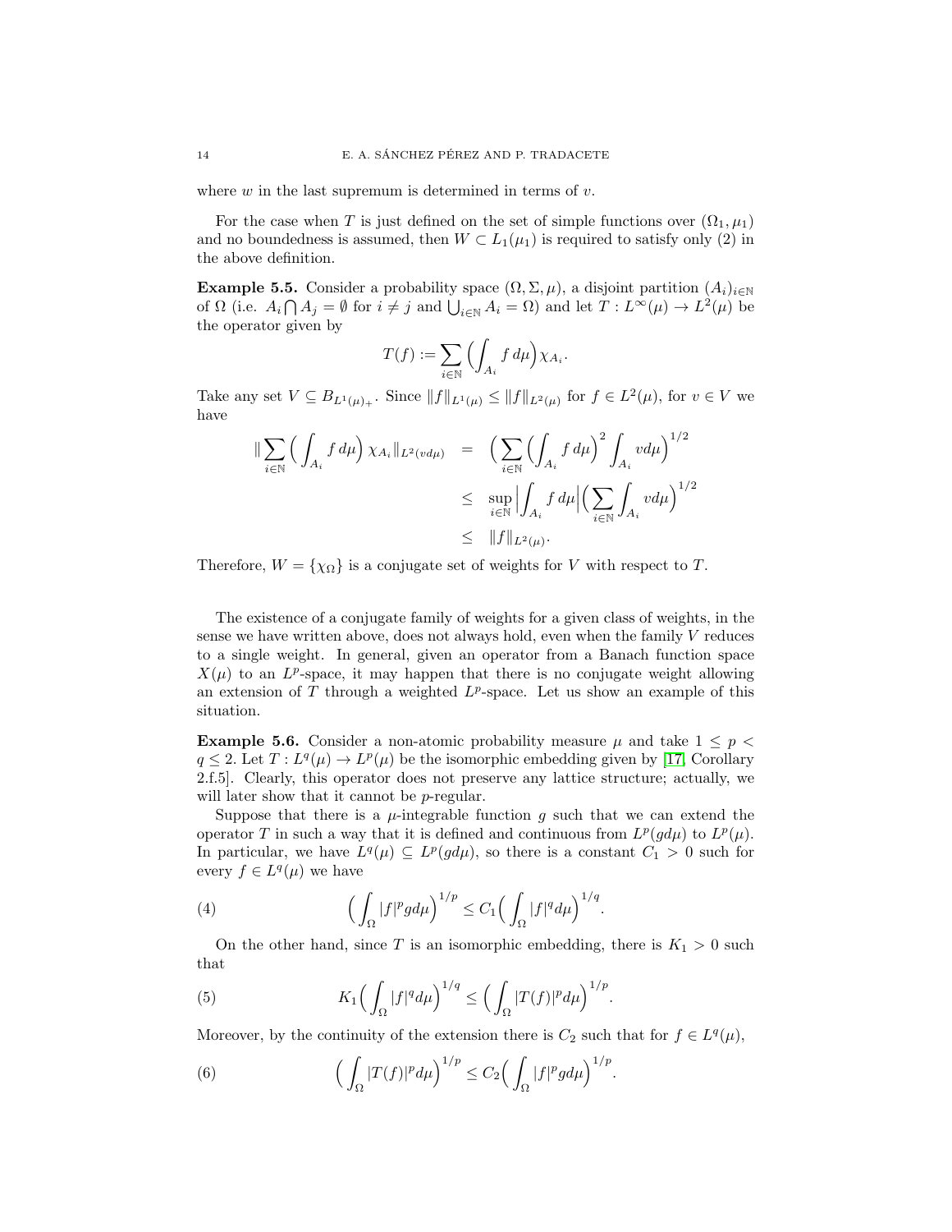where $w$ in the last supremum is determined in terms of $v$.

For the case when $T$ is just defined on the set of simple functions over $(\Omega_1, \mu_1)$ and no boundedness is assumed, then $W \subset L_1(\mu_1)$ is required to satisfy only (2) in the above definition.

**Example 5.5.** Consider a probability space $(\Omega, \Sigma, \mu)$, a disjoint partition $(A_i)_{i\in\mathbb{N}}$ of $\Omega$ (i.e. $A_i \bigcap A_j = \emptyset$ for $i \neq j$ and $\bigcup_{i\in\mathbb{N}} A_i = \Omega$) and let $T : L^\infty(\mu) \to L^2(\mu)$ be the operator given by

$$T(f) := \sum_{i\in\mathbb{N}} \Big( \int_{A_i} f \, d\mu \Big) \chi_{A_i}.$$

Take any set $V \subseteq B_{L^1(\mu)_+}$. Since $\|f\|_{L^1(\mu)} \leq \|f\|_{L^2(\mu)}$ for $f \in L^2(\mu)$, for $v \in V$ we have

$$\begin{aligned}
\| \sum_{i\in\mathbb{N}} \Big( \int_{A_i} f \, d\mu \Big) \chi_{A_i} \|_{L^2(v d\mu)} &= \Big( \sum_{i\in\mathbb{N}} \Big( \int_{A_i} f \, d\mu \Big)^2 \int_{A_i} v d\mu \Big)^{1/2} \\
&\leq \sup_{i\in\mathbb{N}} \Big| \int_{A_i} f \, d\mu \Big| \Big( \sum_{i\in\mathbb{N}} \int_{A_i} v d\mu \Big)^{1/2} \\
&\leq \|f\|_{L^2(\mu)}.
\end{aligned}$$

Therefore, $W = \{\chi_\Omega\}$ is a conjugate set of weights for $V$ with respect to $T$.

The existence of a conjugate family of weights for a given class of weights, in the sense we have written above, does not always hold, even when the family $V$ reduces to a single weight. In general, given an operator from a Banach function space $X(\mu)$ to an $L^p$-space, it may happen that there is no conjugate weight allowing an extension of $T$ through a weighted $L^p$-space. Let us show an example of this situation.

**Example 5.6.** Consider a non-atomic probability measure $\mu$ and take $1 \leq p < q \leq 2$. Let $T : L^q(\mu) \to L^p(\mu)$ be the isomorphic embedding given by [17, Corollary 2.f.5]. Clearly, this operator does not preserve any lattice structure; actually, we will later show that it cannot be $p$-regular.

Suppose that there is a $\mu$-integrable function $g$ such that we can extend the operator $T$ in such a way that it is defined and continuous from $L^p(gd\mu)$ to $L^p(\mu)$. In particular, we have $L^q(\mu) \subseteq L^p(gd\mu)$, so there is a constant $C_1 > 0$ such for every $f \in L^q(\mu)$ we have

$$\Big( \int_\Omega |f|^p g d\mu \Big)^{1/p} \leq C_1 \Big( \int_\Omega |f|^q d\mu \Big)^{1/q}. \tag{4}$$

On the other hand, since $T$ is an isomorphic embedding, there is $K_1 > 0$ such that

$$K_1 \Big( \int_\Omega |f|^q d\mu \Big)^{1/q} \leq \Big( \int_\Omega |T(f)|^p d\mu \Big)^{1/p}. \tag{5}$$

Moreover, by the continuity of the extension there is $C_2$ such that for $f \in L^q(\mu)$,

$$\Big( \int_\Omega |T(f)|^p d\mu \Big)^{1/p} \leq C_2 \Big( \int_\Omega |f|^p g d\mu \Big)^{1/p}. \tag{6}$$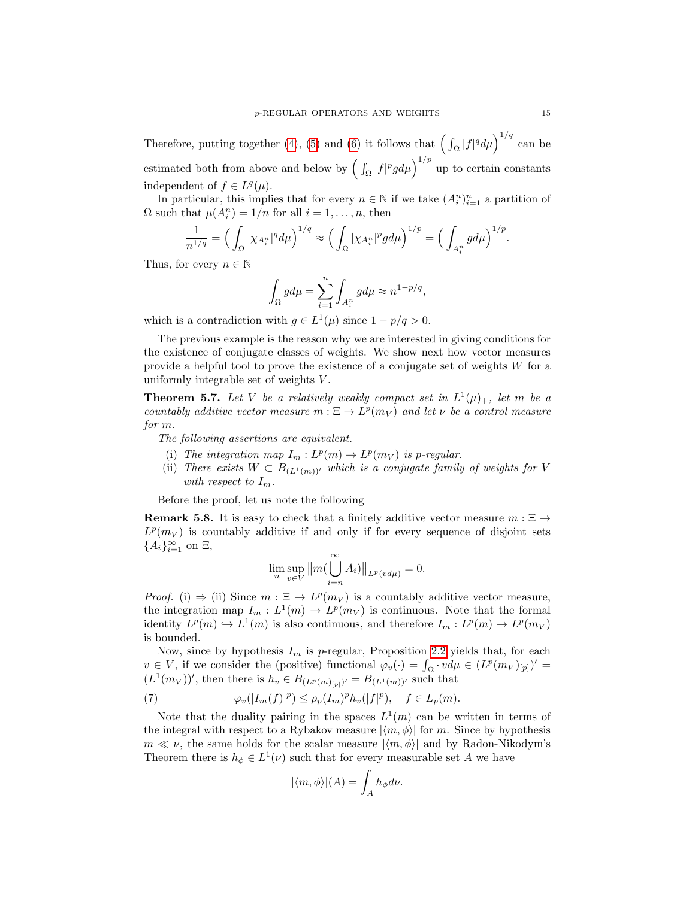Therefore, putting together (4), (5) and (6) it follows that $\Big(\int_\Omega |f|^q d\mu\Big)^{1/q}$ can be estimated both from above and below by $\Big(\int_\Omega |f|^p g d\mu\Big)^{1/p}$ up to certain constants independent of $f \in L^q(\mu)$.

In particular, this implies that for every $n \in \mathbb{N}$ if we take $(A_i^n)_{i=1}^n$ a partition of $\Omega$ such that $\mu(A_i^n) = 1/n$ for all $i = 1, \ldots, n$, then

$$\frac{1}{n^{1/q}} = \Big(\int_\Omega |\chi_{A_i^n}|^q d\mu\Big)^{1/q} \approx \Big(\int_\Omega |\chi_{A_i^n}|^p g d\mu\Big)^{1/p} = \Big(\int_{A_i^n} g d\mu\Big)^{1/p}.$$

Thus, for every $n \in \mathbb{N}$

$$\int_\Omega g d\mu = \sum_{i=1}^n \int_{A_i^n} g d\mu \approx n^{1-p/q},$$

which is a contradiction with $g \in L^1(\mu)$ since $1 - p/q > 0$.

The previous example is the reason why we are interested in giving conditions for the existence of conjugate classes of weights. We show next how vector measures provide a helpful tool to prove the existence of a conjugate set of weights $W$ for a uniformly integrable set of weights $V$.

**Theorem 5.7.** *Let $V$ be a relatively weakly compact set in $L^1(\mu)_+$, let $m$ be a countably additive vector measure $m : \Xi \to L^p(m_V)$ and let $\nu$ be a control measure for $m$.*

*The following assertions are equivalent.*

- (i) *The integration map $I_m : L^p(m) \to L^p(m_V)$ is $p$-regular.*
- (ii) *There exists $W \subset B_{(L^1(m))'}$ which is a conjugate family of weights for $V$ with respect to $I_m$.*

Before the proof, let us note the following

**Remark 5.8.** It is easy to check that a finitely additive vector measure $m : \Xi \to L^p(m_V)$ is countably additive if and only if for every sequence of disjoint sets $\{A_i\}_{i=1}^\infty$ on $\Xi$,

$$\lim_n \sup_{v \in V} \big\| m(\bigcup_{i=n}^\infty A_i) \big\|_{L^p(v d\mu)} = 0.$$

*Proof.* (i) $\Rightarrow$ (ii) Since $m : \Xi \to L^p(m_V)$ is a countably additive vector measure, the integration map $I_m : L^1(m) \to L^p(m_V)$ is continuous. Note that the formal identity $L^p(m) \hookrightarrow L^1(m)$ is also continuous, and therefore $I_m : L^p(m) \to L^p(m_V)$ is bounded.

Now, since by hypothesis $I_m$ is $p$-regular, Proposition 2.2 yields that, for each $v \in V$, if we consider the (positive) functional $\varphi_v(\cdot) = \int_\Omega \cdot \, v d\mu \in (L^p(m_V)_{[p]})' = (L^1(m_V))'$, then there is $h_v \in B_{(L^p(m)_{[p]})'} = B_{(L^1(m))'}$ such that

$$\varphi_v(|I_m(f)|^p) \leq \rho_p(I_m)^p h_v(|f|^p), \quad f \in L_p(m). \tag{7}$$

Note that the duality pairing in the spaces $L^1(m)$ can be written in terms of the integral with respect to a Rybakov measure $|\langle m, \phi \rangle|$ for $m$. Since by hypothesis $m \ll \nu$, the same holds for the scalar measure $|\langle m, \phi \rangle|$ and by Radon-Nikodym's Theorem there is $h_\phi \in L^1(\nu)$ such that for every measurable set $A$ we have

$$|\langle m, \phi \rangle|(A) = \int_A h_\phi d\nu.$$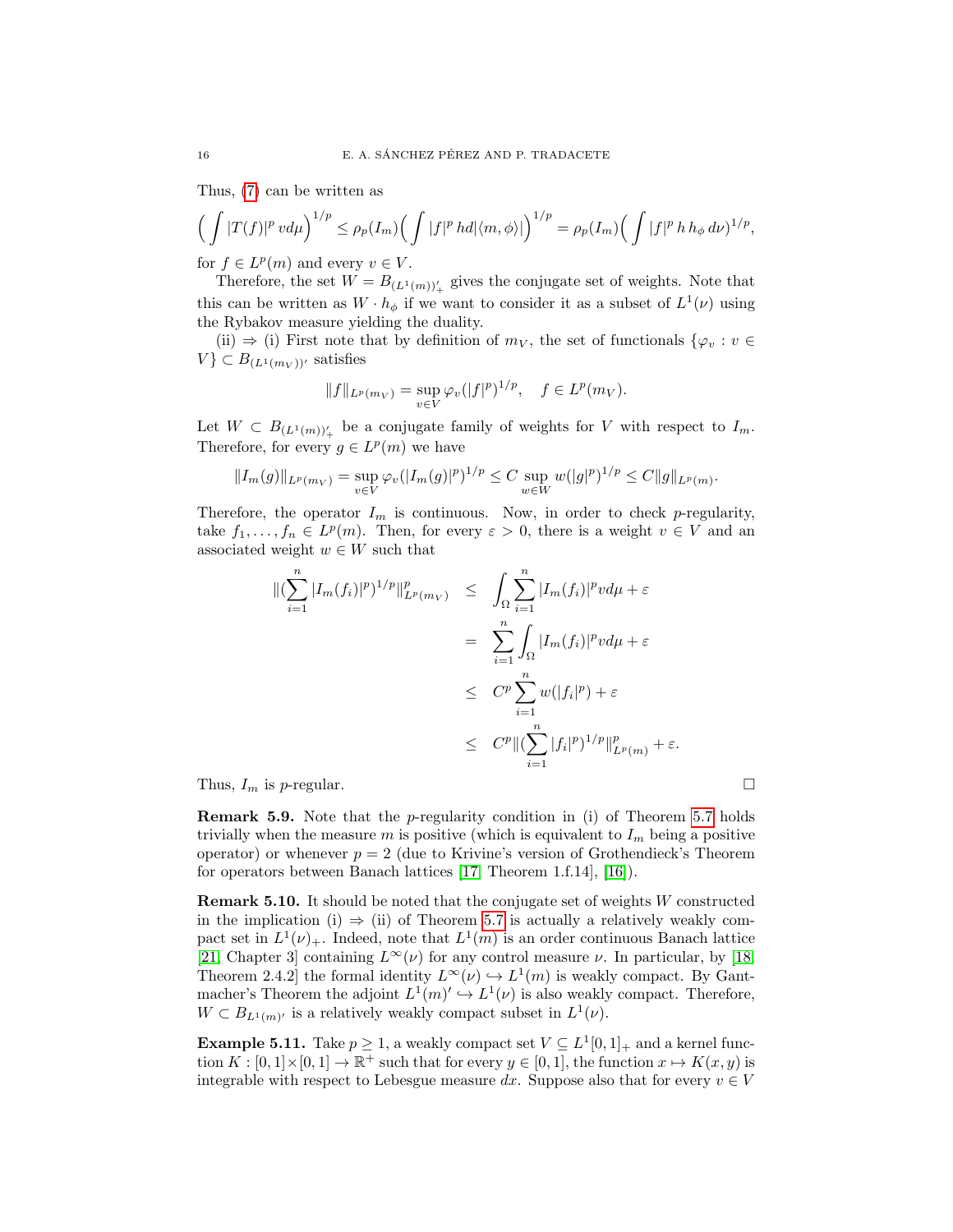Thus, (7) can be written as

$$\Big(\int |T(f)|^p \, v d\mu\Big)^{1/p} \leq \rho_p(I_m)\Big(\int |f|^p \, hd|\langle m, \phi\rangle|\Big)^{1/p} = \rho_p(I_m)\Big(\int |f|^p \, h \, h_\phi \, d\nu)^{1/p},$$

for $f \in L^p(m)$ and every $v \in V$.

Therefore, the set $W = B_{(L^1(m))'_+}$ gives the conjugate set of weights. Note that this can be written as $W \cdot h_\phi$ if we want to consider it as a subset of $L^1(\nu)$ using the Rybakov measure yielding the duality.

(ii) $\Rightarrow$ (i) First note that by definition of $m_V$, the set of functionals $\{\varphi_v : v \in V\} \subset B_{(L^1(m_V))'}$ satisfies

$$\|f\|_{L^p(m_V)} = \sup_{v\in V} \varphi_v(|f|^p)^{1/p}, \quad f \in L^p(m_V).$$

Let $W \subset B_{(L^1(m))'_+}$ be a conjugate family of weights for $V$ with respect to $I_m$. Therefore, for every $g \in L^p(m)$ we have

$$\|I_m(g)\|_{L^p(m_V)} = \sup_{v\in V} \varphi_v(|I_m(g)|^p)^{1/p} \leq C \sup_{w\in W} w(|g|^p)^{1/p} \leq C\|g\|_{L^p(m)}.$$

Therefore, the operator $I_m$ is continuous. Now, in order to check $p$-regularity, take $f_1, \ldots, f_n \in L^p(m)$. Then, for every $\varepsilon > 0$, there is a weight $v \in V$ and an associated weight $w \in W$ such that

$$\begin{aligned}
\|(\sum_{i=1}^n |I_m(f_i)|^p)^{1/p}\|^p_{L^p(m_V)} &\leq \int_\Omega \sum_{i=1}^n |I_m(f_i)|^p v d\mu + \varepsilon \\
&= \sum_{i=1}^n \int_\Omega |I_m(f_i)|^p v d\mu + \varepsilon \\
&\leq C^p \sum_{i=1}^n w(|f_i|^p) + \varepsilon \\
&\leq C^p \|(\sum_{i=1}^n |f_i|^p)^{1/p}\|^p_{L^p(m)} + \varepsilon.
\end{aligned}$$

Thus, $I_m$ is $p$-regular. □

**Remark 5.9.** Note that the $p$-regularity condition in (i) of Theorem 5.7 holds trivially when the measure $m$ is positive (which is equivalent to $I_m$ being a positive operator) or whenever $p = 2$ (due to Krivine's version of Grothendieck's Theorem for operators between Banach lattices [17, Theorem 1.f.14], [16]).

**Remark 5.10.** It should be noted that the conjugate set of weights $W$ constructed in the implication (i) $\Rightarrow$ (ii) of Theorem 5.7 is actually a relatively weakly compact set in $L^1(\nu)_+$. Indeed, note that $L^1(m)$ is an order continuous Banach lattice [21, Chapter 3] containing $L^\infty(\nu)$ for any control measure $\nu$. In particular, by [18, Theorem 2.4.2] the formal identity $L^\infty(\nu) \hookrightarrow L^1(m)$ is weakly compact. By Gantmacher's Theorem the adjoint $L^1(m)' \hookrightarrow L^1(\nu)$ is also weakly compact. Therefore, $W \subset B_{L^1(m)'}$ is a relatively weakly compact subset in $L^1(\nu)$.

**Example 5.11.** Take $p \geq 1$, a weakly compact set $V \subseteq L^1[0,1]_+$ and a kernel function $K : [0,1]\times[0,1] \to \mathbb{R}^+$ such that for every $y \in [0,1]$, the function $x \mapsto K(x, y)$ is integrable with respect to Lebesgue measure $dx$. Suppose also that for every $v \in V$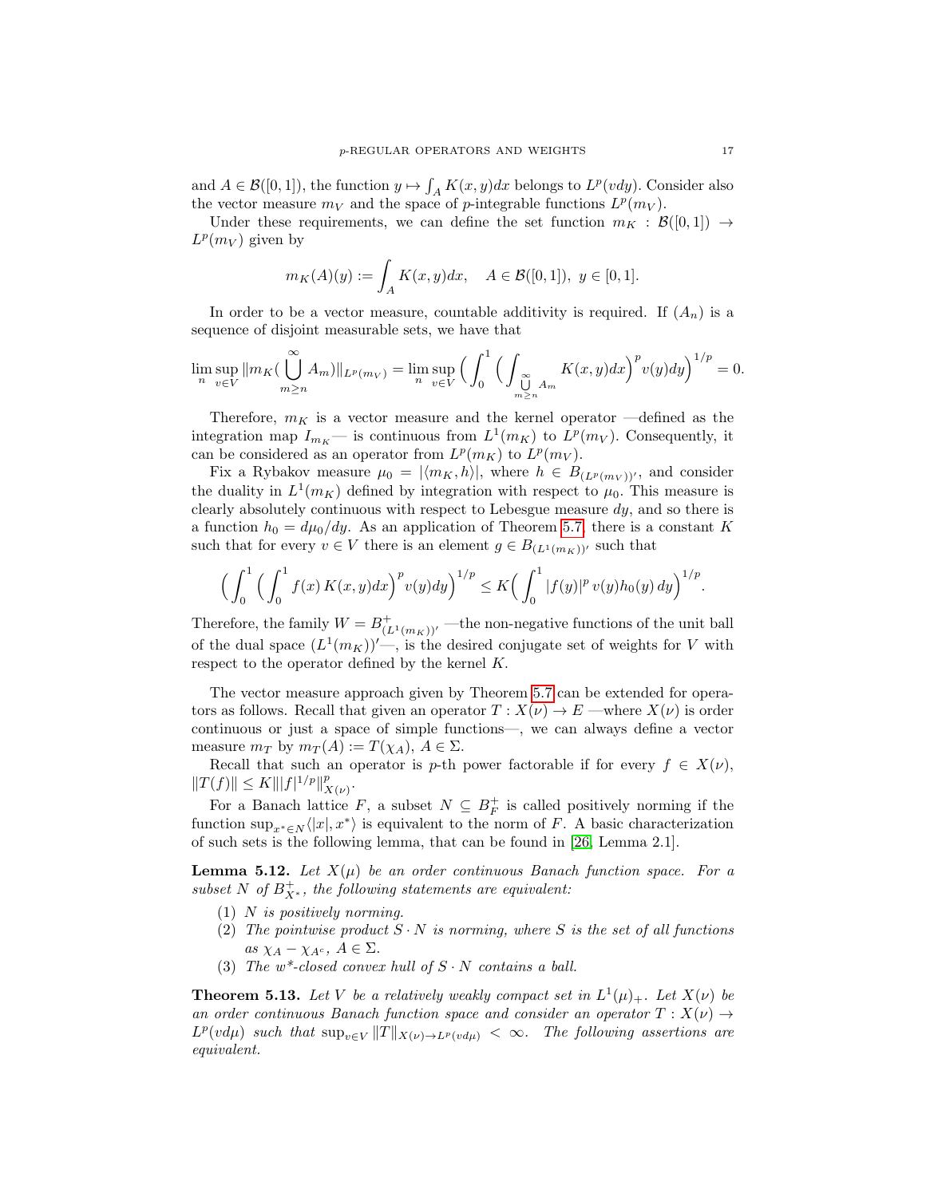and $A \in \mathcal{B}([0,1])$, the function $y \mapsto \int_A K(x,y)dx$ belongs to $L^p(vdy)$. Consider also the vector measure $m_V$ and the space of $p$-integrable functions $L^p(m_V)$.

Under these requirements, we can define the set function $m_K : \mathcal{B}([0,1]) \to L^p(m_V)$ given by

$$m_K(A)(y) := \int_A K(x,y)dx, \quad A \in \mathcal{B}([0,1]),\ y \in [0,1].$$

In order to be a vector measure, countable additivity is required. If $(A_n)$ is a sequence of disjoint measurable sets, we have that

$$\lim_n \sup_{v \in V} \|m_K(\bigcup_{m \geq n}^{\infty} A_m)\|_{L^p(m_V)} = \lim_n \sup_{v \in V} \Big( \int_0^1 \Big( \int_{\bigcup_{m \geq n}^{\infty} A_m} K(x,y)dx \Big)^p v(y)dy \Big)^{1/p} = 0.$$

Therefore, $m_K$ is a vector measure and the kernel operator —defined as the integration map $I_{m_K}$— is continuous from $L^1(m_K)$ to $L^p(m_V)$. Consequently, it can be considered as an operator from $L^p(m_K)$ to $L^p(m_V)$.

Fix a Rybakov measure $\mu_0 = |\langle m_K, h \rangle|$, where $h \in B_{(L^p(m_V))'}$, and consider the duality in $L^1(m_K)$ defined by integration with respect to $\mu_0$. This measure is clearly absolutely continuous with respect to Lebesgue measure $dy$, and so there is a function $h_0 = d\mu_0/dy$. As an application of Theorem 5.7, there is a constant $K$ such that for every $v \in V$ there is an element $g \in B_{(L^1(m_K))'}$ such that

$$\Big( \int_0^1 \Big( \int_0^1 f(x)\, K(x,y)dx \Big)^p v(y)dy \Big)^{1/p} \leq K \Big( \int_0^1 |f(y)|^p \, v(y) h_0(y)\, dy \Big)^{1/p}.$$

Therefore, the family $W = B^+_{(L^1(m_K))'}$ —the non-negative functions of the unit ball of the dual space $(L^1(m_K))'$—, is the desired conjugate set of weights for $V$ with respect to the operator defined by the kernel $K$.

The vector measure approach given by Theorem 5.7 can be extended for operators as follows. Recall that given an operator $T : X(\nu) \to E$ —where $X(\nu)$ is order continuous or just a space of simple functions—, we can always define a vector measure $m_T$ by $m_T(A) := T(\chi_A)$, $A \in \Sigma$.

Recall that such an operator is $p$-th power factorable if for every $f \in X(\nu)$, $\|T(f)\| \leq K \||f|^{1/p}\|^p_{X(\nu)}$.

For a Banach lattice $F$, a subset $N \subseteq B^+_F$ is called positively norming if the function $\sup_{x^* \in N} \langle |x|, x^* \rangle$ is equivalent to the norm of $F$. A basic characterization of such sets is the following lemma, that can be found in [26, Lemma 2.1].

**Lemma 5.12.** *Let $X(\mu)$ be an order continuous Banach function space. For a subset $N$ of $B^+_{X^*}$, the following statements are equivalent:*

1. *$N$ is positively norming.*
2. *The pointwise product $S \cdot N$ is norming, where $S$ is the set of all functions as $\chi_A - \chi_{A^c}$, $A \in \Sigma$.*
3. *The $w^*$-closed convex hull of $S \cdot N$ contains a ball.*

**Theorem 5.13.** *Let $V$ be a relatively weakly compact set in $L^1(\mu)_+$. Let $X(\nu)$ be an order continuous Banach function space and consider an operator $T : X(\nu) \to L^p(vd\mu)$ such that $\sup_{v \in V} \|T\|_{X(\nu) \to L^p(vd\mu)} < \infty$. The following assertions are equivalent.*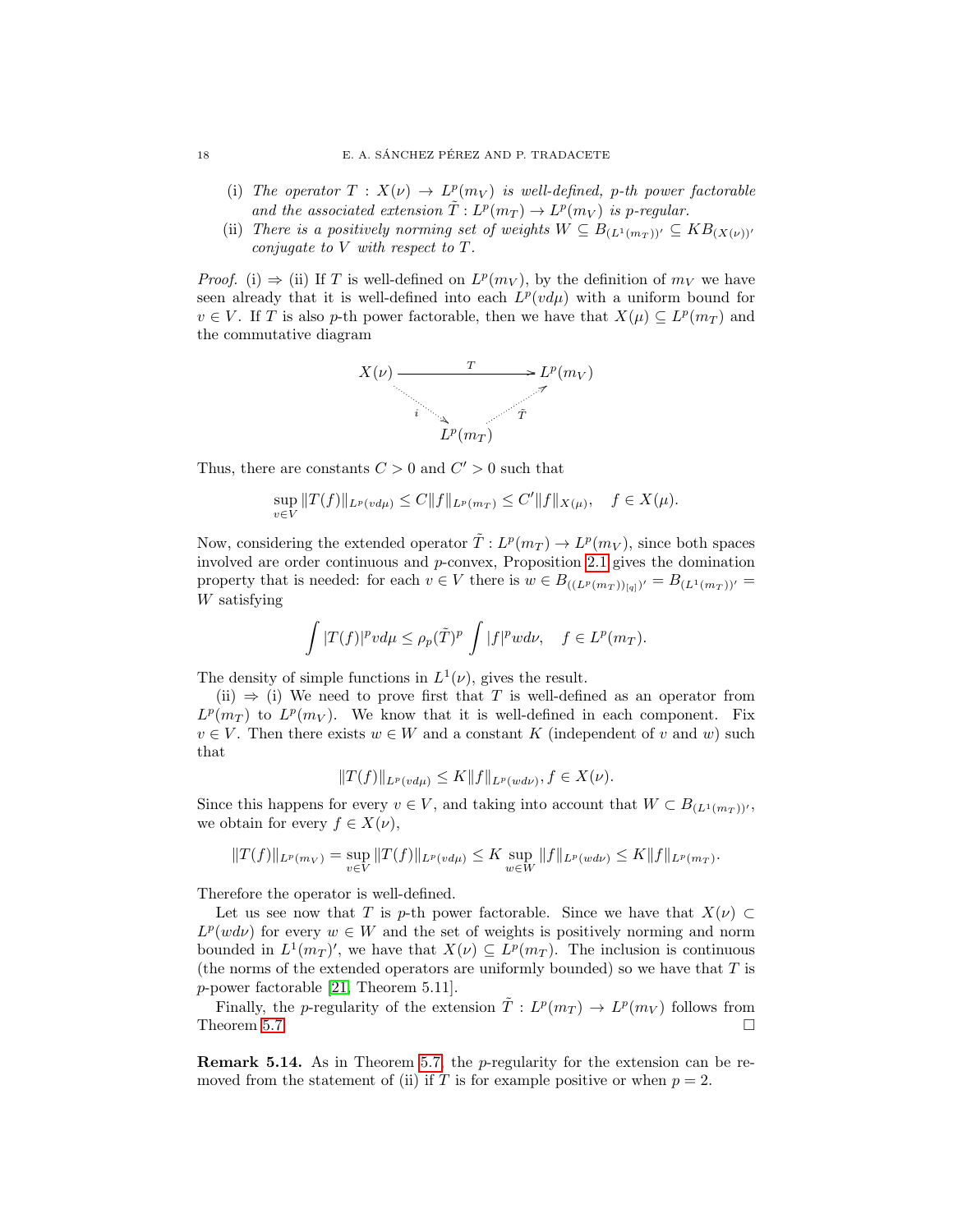(i) *The operator $T : X(\nu) \to L^p(m_V)$ is well-defined, p-th power factorable and the associated extension $\tilde{T} : L^p(m_T) \to L^p(m_V)$ is p-regular.*

(ii) *There is a positively norming set of weights $W \subseteq B_{(L^1(m_T))'} \subseteq KB_{(X(\nu))'}$ conjugate to $V$ with respect to $T$.*

*Proof.* (i) $\Rightarrow$ (ii) If $T$ is well-defined on $L^p(m_V)$, by the definition of $m_V$ we have seen already that it is well-defined into each $L^p(vd\mu)$ with a uniform bound for $v \in V$. If $T$ is also $p$-th power factorable, then we have that $X(\mu) \subseteq L^p(m_T)$ and the commutative diagram

$$
\begin{array}{ccc}
X(\nu) & \xrightarrow{\quad T \quad} & L^p(m_V) \\
 & {\scriptstyle i} \searrow \quad \nearrow {\scriptstyle \tilde{T}} & \\
 & L^p(m_T) &
\end{array}
$$

Thus, there are constants $C > 0$ and $C' > 0$ such that

$$\sup_{v \in V} \|T(f)\|_{L^p(vd\mu)} \leq C \|f\|_{L^p(m_T)} \leq C' \|f\|_{X(\mu)}, \quad f \in X(\mu).$$

Now, considering the extended operator $\tilde{T} : L^p(m_T) \to L^p(m_V)$, since both spaces involved are order continuous and $p$-convex, Proposition 2.1 gives the domination property that is needed: for each $v \in V$ there is $w \in B_{((L^p(m_T))_{[q]})'} = B_{(L^1(m_T))'} = W$ satisfying

$$\int |T(f)|^p v d\mu \leq \rho_p(\tilde{T})^p \int |f|^p w d\nu, \quad f \in L^p(m_T).$$

The density of simple functions in $L^1(\nu)$, gives the result.

(ii) $\Rightarrow$ (i) We need to prove first that $T$ is well-defined as an operator from $L^p(m_T)$ to $L^p(m_V)$. We know that it is well-defined in each component. Fix $v \in V$. Then there exists $w \in W$ and a constant $K$ (independent of $v$ and $w$) such that

$$\|T(f)\|_{L^p(vd\mu)} \leq K \|f\|_{L^p(wd\nu)}, f \in X(\nu).$$

Since this happens for every $v \in V$, and taking into account that $W \subset B_{(L^1(m_T))'}$, we obtain for every $f \in X(\nu)$,

$$\|T(f)\|_{L^p(m_V)} = \sup_{v \in V} \|T(f)\|_{L^p(vd\mu)} \leq K \sup_{w \in W} \|f\|_{L^p(wd\nu)} \leq K \|f\|_{L^p(m_T)}.$$

Therefore the operator is well-defined.

Let us see now that $T$ is $p$-th power factorable. Since we have that $X(\nu) \subset L^p(wd\nu)$ for every $w \in W$ and the set of weights is positively norming and norm bounded in $L^1(m_T)'$, we have that $X(\nu) \subseteq L^p(m_T)$. The inclusion is continuous (the norms of the extended operators are uniformly bounded) so we have that $T$ is $p$-power factorable [21, Theorem 5.11].

Finally, the $p$-regularity of the extension $\tilde{T} : L^p(m_T) \to L^p(m_V)$ follows from Theorem 5.7. $\square$

**Remark 5.14.** As in Theorem 5.7, the $p$-regularity for the extension can be removed from the statement of (ii) if $T$ is for example positive or when $p = 2$.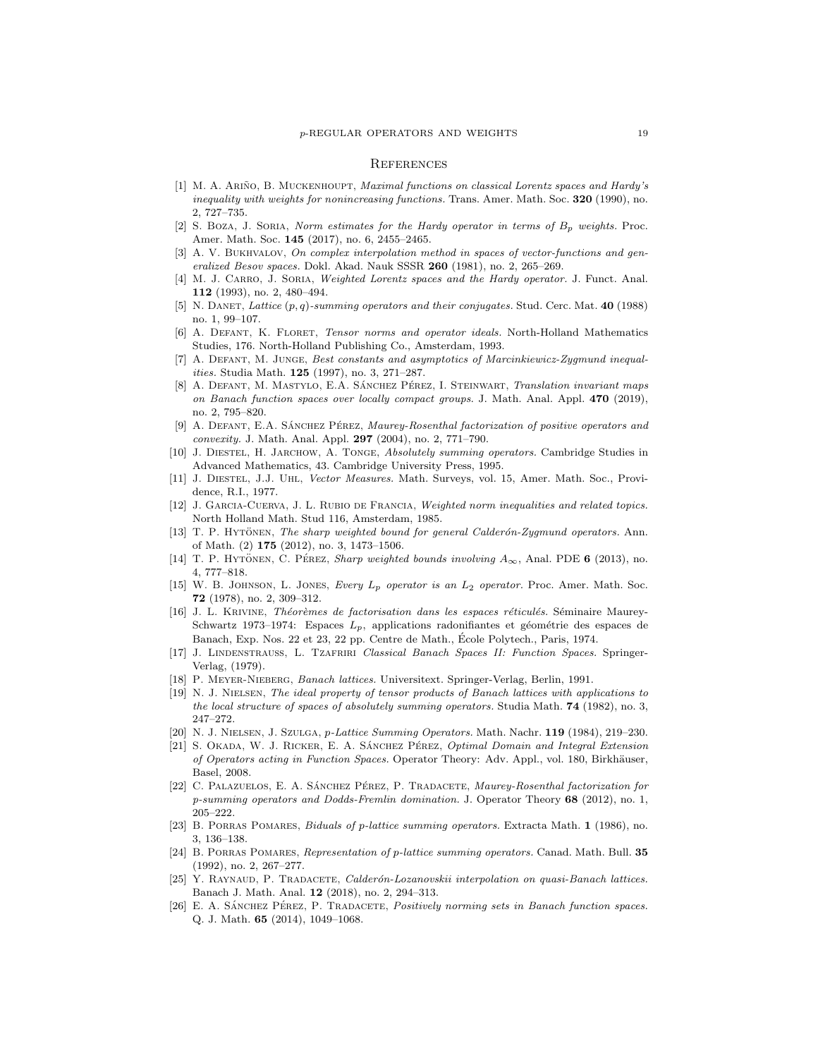## References

[1] M. A. Ariño, B. Muckenhoupt, *Maximal functions on classical Lorentz spaces and Hardy's inequality with weights for nonincreasing functions.* Trans. Amer. Math. Soc. **320** (1990), no. 2, 727–735.

[2] S. Boza, J. Soria, *Norm estimates for the Hardy operator in terms of $B_p$ weights.* Proc. Amer. Math. Soc. **145** (2017), no. 6, 2455–2465.

[3] A. V. Bukhvalov, *On complex interpolation method in spaces of vector-functions and generalized Besov spaces.* Dokl. Akad. Nauk SSSR **260** (1981), no. 2, 265–269.

[4] M. J. Carro, J. Soria, *Weighted Lorentz spaces and the Hardy operator.* J. Funct. Anal. **112** (1993), no. 2, 480–494.

[5] N. Danet, *Lattice $(p, q)$-summing operators and their conjugates.* Stud. Cerc. Mat. **40** (1988) no. 1, 99–107.

[6] A. Defant, K. Floret, *Tensor norms and operator ideals.* North-Holland Mathematics Studies, 176. North-Holland Publishing Co., Amsterdam, 1993.

[7] A. Defant, M. Junge, *Best constants and asymptotics of Marcinkiewicz-Zygmund inequalities.* Studia Math. **125** (1997), no. 3, 271–287.

[8] A. Defant, M. Mastylo, E.A. Sánchez Pérez, I. Steinwart, *Translation invariant maps on Banach function spaces over locally compact groups.* J. Math. Anal. Appl. **470** (2019), no. 2, 795–820.

[9] A. Defant, E.A. Sánchez Pérez, *Maurey-Rosenthal factorization of positive operators and convexity.* J. Math. Anal. Appl. **297** (2004), no. 2, 771–790.

[10] J. Diestel, H. Jarchow, A. Tonge, *Absolutely summing operators.* Cambridge Studies in Advanced Mathematics, 43. Cambridge University Press, 1995.

[11] J. Diestel, J.J. Uhl, *Vector Measures.* Math. Surveys, vol. 15, Amer. Math. Soc., Providence, R.I., 1977.

[12] J. Garcia-Cuerva, J. L. Rubio de Francia, *Weighted norm inequalities and related topics.* North Holland Math. Stud 116, Amsterdam, 1985.

[13] T. P. Hytönen, *The sharp weighted bound for general Calderón-Zygmund operators.* Ann. of Math. (2) **175** (2012), no. 3, 1473–1506.

[14] T. P. Hytönen, C. Pérez, *Sharp weighted bounds involving $A_\infty$*, Anal. PDE **6** (2013), no. 4, 777–818.

[15] W. B. Johnson, L. Jones, *Every $L_p$ operator is an $L_2$ operator.* Proc. Amer. Math. Soc. **72** (1978), no. 2, 309–312.

[16] J. L. Krivine, *Théorèmes de factorisation dans les espaces réticulés.* Séminaire Maurey-Schwartz 1973–1974: Espaces $L_p$, applications radonifiantes et géométrie des espaces de Banach, Exp. Nos. 22 et 23, 22 pp. Centre de Math., École Polytech., Paris, 1974.

[17] J. Lindenstrauss, L. Tzafriri *Classical Banach Spaces II: Function Spaces.* Springer-Verlag, (1979).

[18] P. Meyer-Nieberg, *Banach lattices.* Universitext. Springer-Verlag, Berlin, 1991.

[19] N. J. Nielsen, *The ideal property of tensor products of Banach lattices with applications to the local structure of spaces of absolutely summing operators.* Studia Math. **74** (1982), no. 3, 247–272.

[20] N. J. Nielsen, J. Szulga, *p-Lattice Summing Operators.* Math. Nachr. **119** (1984), 219–230.

[21] S. Okada, W. J. Ricker, E. A. Sánchez Pérez, *Optimal Domain and Integral Extension of Operators acting in Function Spaces.* Operator Theory: Adv. Appl., vol. 180, Birkhäuser, Basel, 2008.

[22] C. Palazuelos, E. A. Sánchez Pérez, P. Tradacete, *Maurey-Rosenthal factorization for p-summing operators and Dodds-Fremlin domination.* J. Operator Theory **68** (2012), no. 1, 205–222.

[23] B. Porras Pomares, *Biduals of p-lattice summing operators.* Extracta Math. **1** (1986), no. 3, 136–138.

[24] B. Porras Pomares, *Representation of p-lattice summing operators.* Canad. Math. Bull. **35** (1992), no. 2, 267–277.

[25] Y. Raynaud, P. Tradacete, *Calderón-Lozanovskii interpolation on quasi-Banach lattices.* Banach J. Math. Anal. **12** (2018), no. 2, 294–313.

[26] E. A. Sánchez Pérez, P. Tradacete, *Positively norming sets in Banach function spaces.* Q. J. Math. **65** (2014), 1049–1068.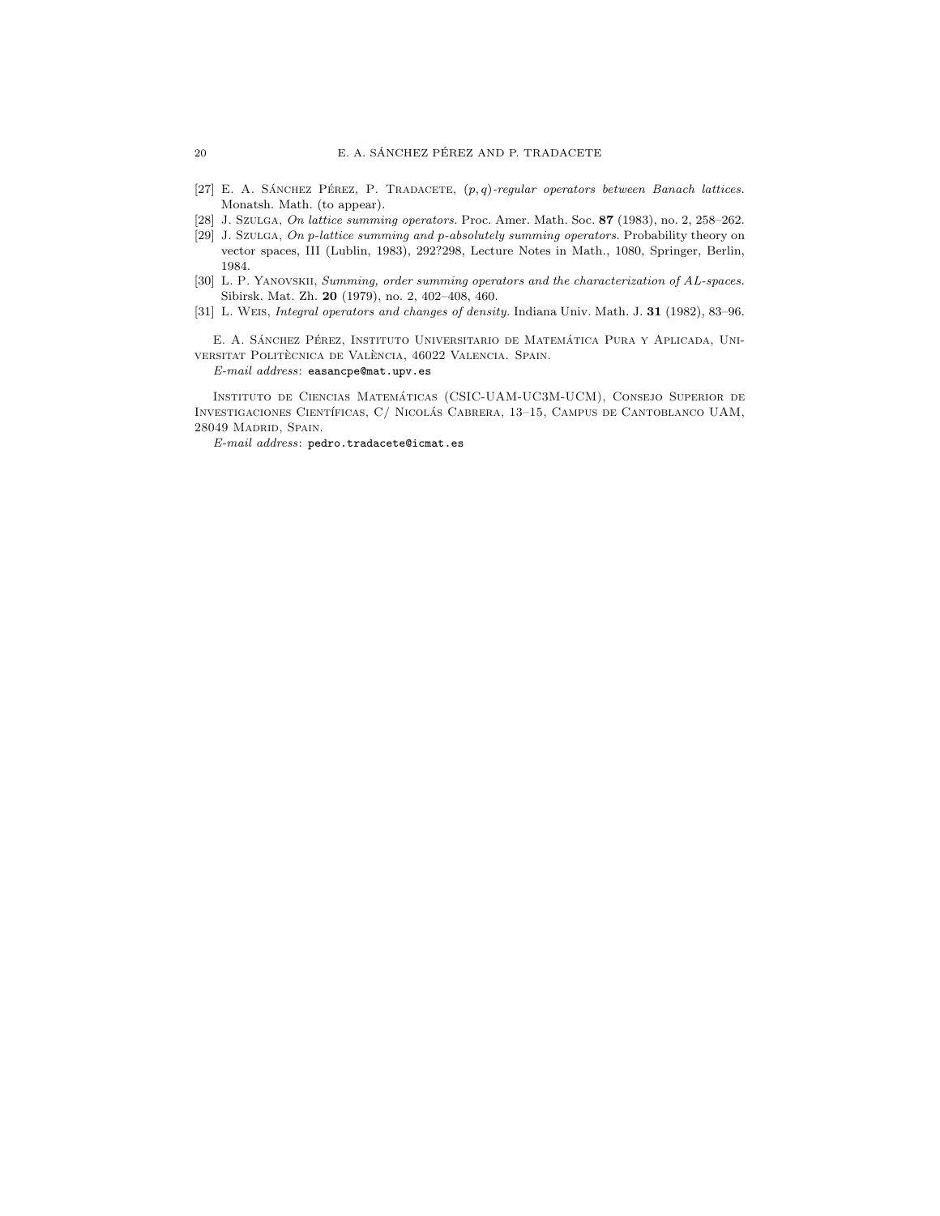[27] E. A. Sánchez Pérez, P. Tradacete, *$(p,q)$-regular operators between Banach lattices.* Monatsh. Math. (to appear).

[28] J. Szulga, *On lattice summing operators.* Proc. Amer. Math. Soc. **87** (1983), no. 2, 258–262.

[29] J. Szulga, *On p-lattice summing and p-absolutely summing operators.* Probability theory on vector spaces, III (Lublin, 1983), 292?298, Lecture Notes in Math., 1080, Springer, Berlin, 1984.

[30] L. P. Yanovskii, *Summing, order summing operators and the characterization of AL-spaces.* Sibirsk. Mat. Zh. **20** (1979), no. 2, 402–408, 460.

[31] L. Weis, *Integral operators and changes of density.* Indiana Univ. Math. J. **31** (1982), 83–96.

E. A. Sánchez Pérez, Instituto Universitario de Matemática Pura y Aplicada, Universitat Politècnica de València, 46022 Valencia. Spain.

*E-mail address*: easancpe@mat.upv.es

Instituto de Ciencias Matemáticas (CSIC-UAM-UC3M-UCM), Consejo Superior de Investigaciones Científicas, C/ Nicolás Cabrera, 13–15, Campus de Cantoblanco UAM, 28049 Madrid, Spain.

*E-mail address*: pedro.tradacete@icmat.es